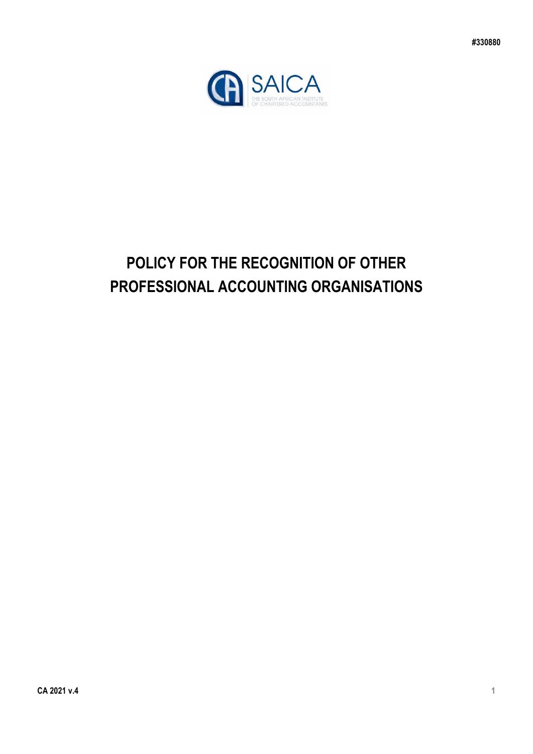#330880

SAICA

THE SOUTH AFRICAN INSTITUTE OF CHARTERED ACCOUNTANTS

# POLICY FOR THE RECOGNITION OF OTHER PROFESSIONAL ACCOUNTING ORGANISATIONS

CA 2021 v.4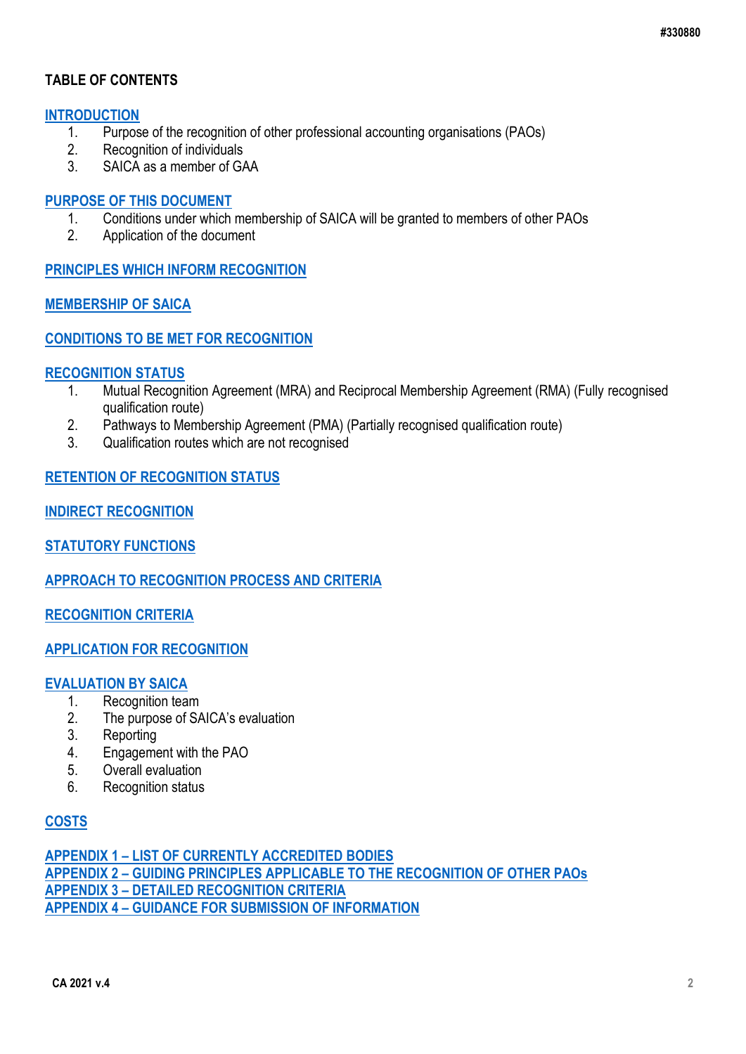## TABLE OF CONTENTS

**INTRODUCTION**

1. Purpose of the recognition of other professional accounting organisations (PAOs)
2. Recognition of individuals
3. SAICA as a member of GAA

**PURPOSE OF THIS DOCUMENT**

1. Conditions under which membership of SAICA will be granted to members of other PAOs
2. Application of the document

**PRINCIPLES WHICH INFORM RECOGNITION**

**MEMBERSHIP OF SAICA**

**CONDITIONS TO BE MET FOR RECOGNITION**

**RECOGNITION STATUS**

1. Mutual Recognition Agreement (MRA) and Reciprocal Membership Agreement (RMA) (Fully recognised qualification route)
2. Pathways to Membership Agreement (PMA) (Partially recognised qualification route)
3. Qualification routes which are not recognised

**RETENTION OF RECOGNITION STATUS**

**INDIRECT RECOGNITION**

**STATUTORY FUNCTIONS**

**APPROACH TO RECOGNITION PROCESS AND CRITERIA**

**RECOGNITION CRITERIA**

**APPLICATION FOR RECOGNITION**

**EVALUATION BY SAICA**

1. Recognition team
2. The purpose of SAICA's evaluation
3. Reporting
4. Engagement with the PAO
5. Overall evaluation
6. Recognition status

**COSTS**

**APPENDIX 1 – LIST OF CURRENTLY ACCREDITED BODIES**
**APPENDIX 2 – GUIDING PRINCIPLES APPLICABLE TO THE RECOGNITION OF OTHER PAOs**
**APPENDIX 3 – DETAILED RECOGNITION CRITERIA**
**APPENDIX 4 – GUIDANCE FOR SUBMISSION OF INFORMATION**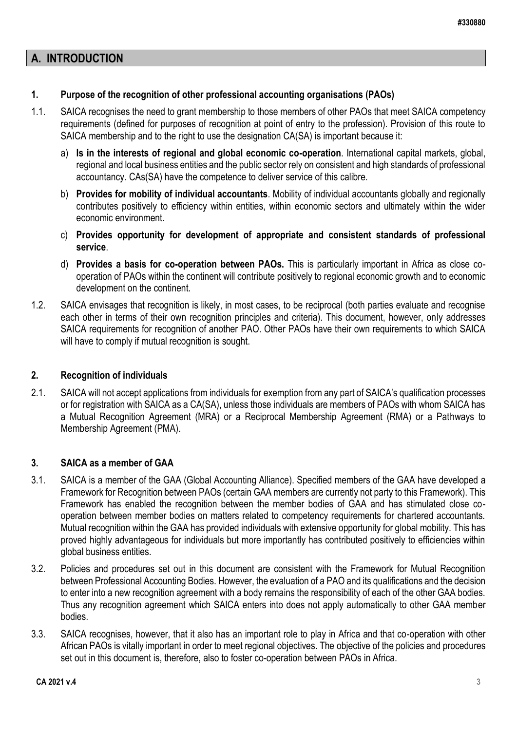## A. INTRODUCTION

### 1. Purpose of the recognition of other professional accounting organisations (PAOs)

1.1. SAICA recognises the need to grant membership to those members of other PAOs that meet SAICA competency requirements (defined for purposes of recognition at point of entry to the profession). Provision of this route to SAICA membership and to the right to use the designation CA(SA) is important because it:

a) **Is in the interests of regional and global economic co-operation**. International capital markets, global, regional and local business entities and the public sector rely on consistent and high standards of professional accountancy. CAs(SA) have the competence to deliver service of this calibre.

b) **Provides for mobility of individual accountants**. Mobility of individual accountants globally and regionally contributes positively to efficiency within entities, within economic sectors and ultimately within the wider economic environment.

c) **Provides opportunity for development of appropriate and consistent standards of professional service**.

d) **Provides a basis for co-operation between PAOs.** This is particularly important in Africa as close co-operation of PAOs within the continent will contribute positively to regional economic growth and to economic development on the continent.

1.2. SAICA envisages that recognition is likely, in most cases, to be reciprocal (both parties evaluate and recognise each other in terms of their own recognition principles and criteria). This document, however, only addresses SAICA requirements for recognition of another PAO. Other PAOs have their own requirements to which SAICA will have to comply if mutual recognition is sought.

### 2. Recognition of individuals

2.1. SAICA will not accept applications from individuals for exemption from any part of SAICA's qualification processes or for registration with SAICA as a CA(SA), unless those individuals are members of PAOs with whom SAICA has a Mutual Recognition Agreement (MRA) or a Reciprocal Membership Agreement (RMA) or a Pathways to Membership Agreement (PMA).

### 3. SAICA as a member of GAA

3.1. SAICA is a member of the GAA (Global Accounting Alliance). Specified members of the GAA have developed a Framework for Recognition between PAOs (certain GAA members are currently not party to this Framework). This Framework has enabled the recognition between the member bodies of GAA and has stimulated close co-operation between member bodies on matters related to competency requirements for chartered accountants. Mutual recognition within the GAA has provided individuals with extensive opportunity for global mobility. This has proved highly advantageous for individuals but more importantly has contributed positively to efficiencies within global business entities.

3.2. Policies and procedures set out in this document are consistent with the Framework for Mutual Recognition between Professional Accounting Bodies. However, the evaluation of a PAO and its qualifications and the decision to enter into a new recognition agreement with a body remains the responsibility of each of the other GAA bodies. Thus any recognition agreement which SAICA enters into does not apply automatically to other GAA member bodies.

3.3. SAICA recognises, however, that it also has an important role to play in Africa and that co-operation with other African PAOs is vitally important in order to meet regional objectives. The objective of the policies and procedures set out in this document is, therefore, also to foster co-operation between PAOs in Africa.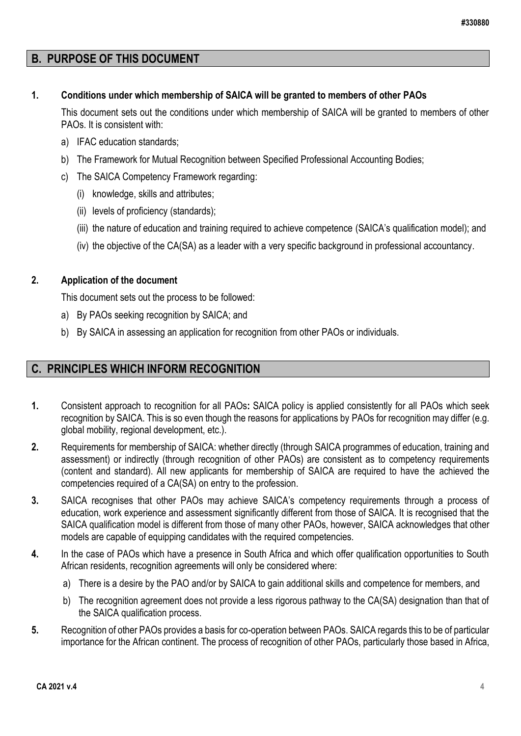## B. PURPOSE OF THIS DOCUMENT

**1. Conditions under which membership of SAICA will be granted to members of other PAOs**

This document sets out the conditions under which membership of SAICA will be granted to members of other PAOs. It is consistent with:

a) IFAC education standards;

b) The Framework for Mutual Recognition between Specified Professional Accounting Bodies;

c) The SAICA Competency Framework regarding:

  (i) knowledge, skills and attributes;

  (ii) levels of proficiency (standards);

  (iii) the nature of education and training required to achieve competence (SAICA's qualification model); and

  (iv) the objective of the CA(SA) as a leader with a very specific background in professional accountancy.

**2. Application of the document**

This document sets out the process to be followed:

a) By PAOs seeking recognition by SAICA; and

b) By SAICA in assessing an application for recognition from other PAOs or individuals.

## C. PRINCIPLES WHICH INFORM RECOGNITION

**1.** Consistent approach to recognition for all PAOs**:** SAICA policy is applied consistently for all PAOs which seek recognition by SAICA. This is so even though the reasons for applications by PAOs for recognition may differ (e.g. global mobility, regional development, etc.).

**2.** Requirements for membership of SAICA: whether directly (through SAICA programmes of education, training and assessment) or indirectly (through recognition of other PAOs) are consistent as to competency requirements (content and standard). All new applicants for membership of SAICA are required to have the achieved the competencies required of a CA(SA) on entry to the profession.

**3.** SAICA recognises that other PAOs may achieve SAICA's competency requirements through a process of education, work experience and assessment significantly different from those of SAICA. It is recognised that the SAICA qualification model is different from those of many other PAOs, however, SAICA acknowledges that other models are capable of equipping candidates with the required competencies.

**4.** In the case of PAOs which have a presence in South Africa and which offer qualification opportunities to South African residents, recognition agreements will only be considered where:

a) There is a desire by the PAO and/or by SAICA to gain additional skills and competence for members, and

b) The recognition agreement does not provide a less rigorous pathway to the CA(SA) designation than that of the SAICA qualification process.

**5.** Recognition of other PAOs provides a basis for co-operation between PAOs. SAICA regards this to be of particular importance for the African continent. The process of recognition of other PAOs, particularly those based in Africa,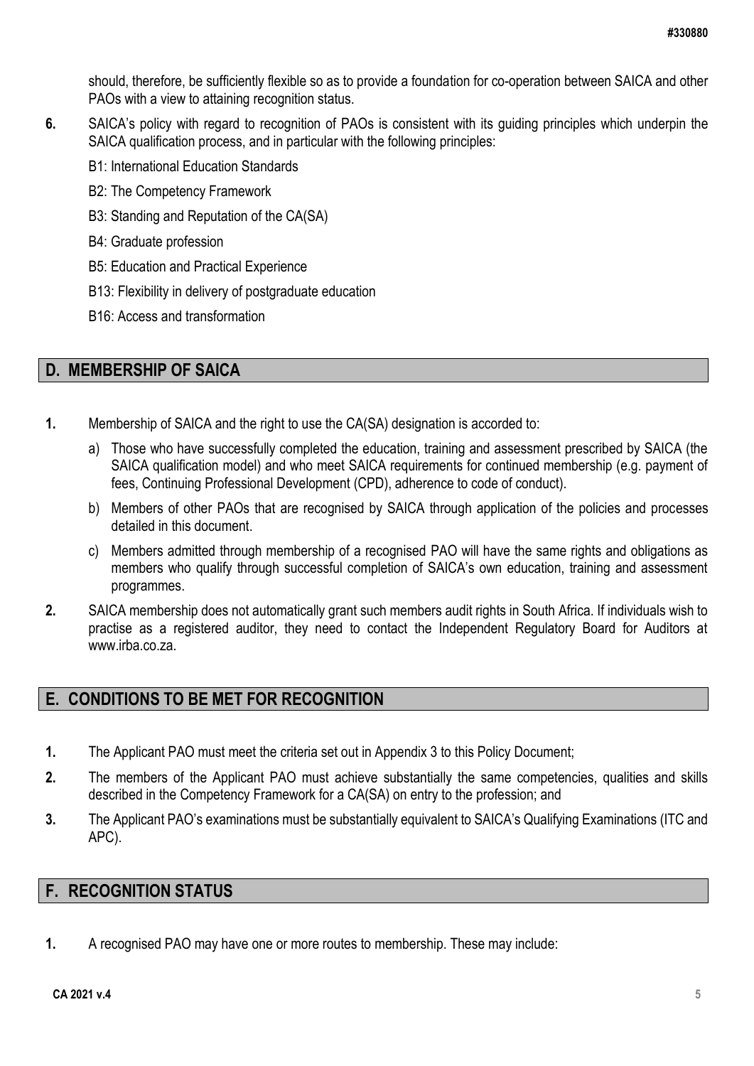should, therefore, be sufficiently flexible so as to provide a foundation for co-operation between SAICA and other PAOs with a view to attaining recognition status.

**6.** SAICA's policy with regard to recognition of PAOs is consistent with its guiding principles which underpin the SAICA qualification process, and in particular with the following principles:

B1: International Education Standards

B2: The Competency Framework

B3: Standing and Reputation of the CA(SA)

B4: Graduate profession

B5: Education and Practical Experience

B13: Flexibility in delivery of postgraduate education

B16: Access and transformation

## D. MEMBERSHIP OF SAICA

**1.** Membership of SAICA and the right to use the CA(SA) designation is accorded to:

a) Those who have successfully completed the education, training and assessment prescribed by SAICA (the SAICA qualification model) and who meet SAICA requirements for continued membership (e.g. payment of fees, Continuing Professional Development (CPD), adherence to code of conduct).

b) Members of other PAOs that are recognised by SAICA through application of the policies and processes detailed in this document.

c) Members admitted through membership of a recognised PAO will have the same rights and obligations as members who qualify through successful completion of SAICA's own education, training and assessment programmes.

**2.** SAICA membership does not automatically grant such members audit rights in South Africa. If individuals wish to practise as a registered auditor, they need to contact the Independent Regulatory Board for Auditors at www.irba.co.za.

## E. CONDITIONS TO BE MET FOR RECOGNITION

**1.** The Applicant PAO must meet the criteria set out in Appendix 3 to this Policy Document;

**2.** The members of the Applicant PAO must achieve substantially the same competencies, qualities and skills described in the Competency Framework for a CA(SA) on entry to the profession; and

**3.** The Applicant PAO's examinations must be substantially equivalent to SAICA's Qualifying Examinations (ITC and APC).

## F. RECOGNITION STATUS

**1.** A recognised PAO may have one or more routes to membership. These may include: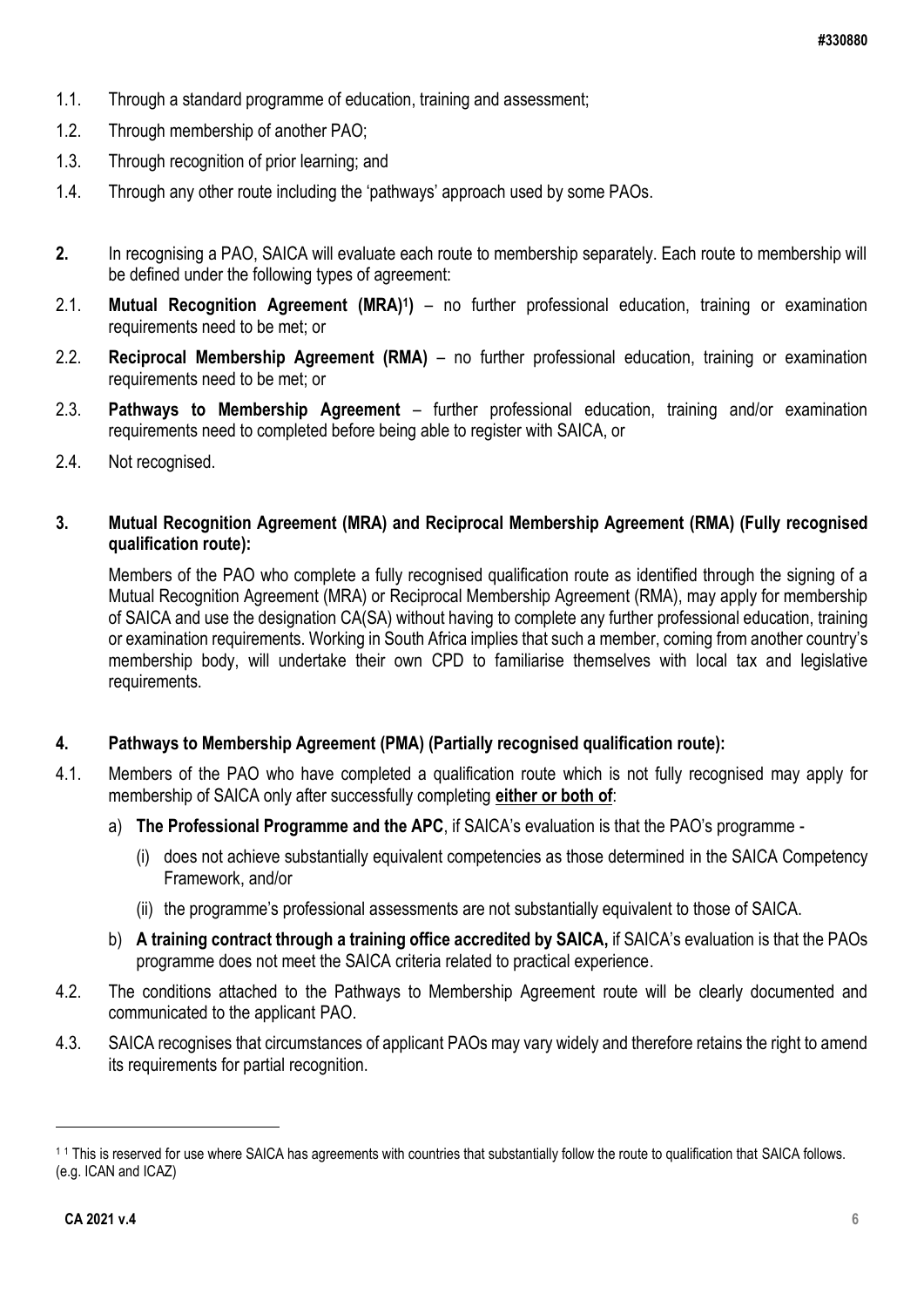1.1. Through a standard programme of education, training and assessment;

1.2. Through membership of another PAO;

1.3. Through recognition of prior learning; and

1.4. Through any other route including the 'pathways' approach used by some PAOs.

**2.** In recognising a PAO, SAICA will evaluate each route to membership separately. Each route to membership will be defined under the following types of agreement:

2.1. **Mutual Recognition Agreement (MRA)[1]** – no further professional education, training or examination requirements need to be met; or

2.2. **Reciprocal Membership Agreement (RMA)** – no further professional education, training or examination requirements need to be met; or

2.3. **Pathways to Membership Agreement** – further professional education, training and/or examination requirements need to completed before being able to register with SAICA, or

2.4. Not recognised.

**3. Mutual Recognition Agreement (MRA) and Reciprocal Membership Agreement (RMA) (Fully recognised qualification route):**

Members of the PAO who complete a fully recognised qualification route as identified through the signing of a Mutual Recognition Agreement (MRA) or Reciprocal Membership Agreement (RMA), may apply for membership of SAICA and use the designation CA(SA) without having to complete any further professional education, training or examination requirements. Working in South Africa implies that such a member, coming from another country's membership body, will undertake their own CPD to familiarise themselves with local tax and legislative requirements.

**4. Pathways to Membership Agreement (PMA) (Partially recognised qualification route):**

4.1. Members of the PAO who have completed a qualification route which is not fully recognised may apply for membership of SAICA only after successfully completing **either or both of**:

a) **The Professional Programme and the APC**, if SAICA's evaluation is that the PAO's programme -

(i) does not achieve substantially equivalent competencies as those determined in the SAICA Competency Framework, and/or

(ii) the programme's professional assessments are not substantially equivalent to those of SAICA.

b) **A training contract through a training office accredited by SAICA,** if SAICA's evaluation is that the PAOs programme does not meet the SAICA criteria related to practical experience.

4.2. The conditions attached to the Pathways to Membership Agreement route will be clearly documented and communicated to the applicant PAO.

4.3. SAICA recognises that circumstances of applicant PAOs may vary widely and therefore retains the right to amend its requirements for partial recognition.

---

[1] [1] This is reserved for use where SAICA has agreements with countries that substantially follow the route to qualification that SAICA follows. (e.g. ICAN and ICAZ)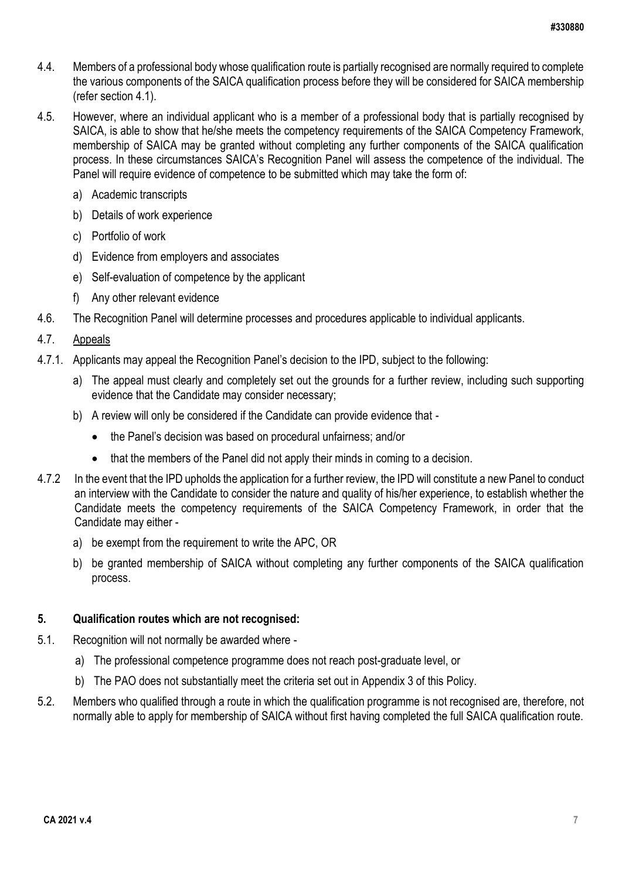4.4. Members of a professional body whose qualification route is partially recognised are normally required to complete the various components of the SAICA qualification process before they will be considered for SAICA membership (refer section 4.1).

4.5. However, where an individual applicant who is a member of a professional body that is partially recognised by SAICA, is able to show that he/she meets the competency requirements of the SAICA Competency Framework, membership of SAICA may be granted without completing any further components of the SAICA qualification process. In these circumstances SAICA's Recognition Panel will assess the competence of the individual. The Panel will require evidence of competence to be submitted which may take the form of:

a) Academic transcripts

b) Details of work experience

c) Portfolio of work

d) Evidence from employers and associates

e) Self-evaluation of competence by the applicant

f) Any other relevant evidence

4.6. The Recognition Panel will determine processes and procedures applicable to individual applicants.

4.7. <u>Appeals</u>

4.7.1. Applicants may appeal the Recognition Panel's decision to the IPD, subject to the following:

a) The appeal must clearly and completely set out the grounds for a further review, including such supporting evidence that the Candidate may consider necessary;

b) A review will only be considered if the Candidate can provide evidence that -

- the Panel's decision was based on procedural unfairness; and/or
- that the members of the Panel did not apply their minds in coming to a decision.

4.7.2 In the event that the IPD upholds the application for a further review, the IPD will constitute a new Panel to conduct an interview with the Candidate to consider the nature and quality of his/her experience, to establish whether the Candidate meets the competency requirements of the SAICA Competency Framework, in order that the Candidate may either -

a) be exempt from the requirement to write the APC, OR

b) be granted membership of SAICA without completing any further components of the SAICA qualification process.

**5. Qualification routes which are not recognised:**

5.1. Recognition will not normally be awarded where -

a) The professional competence programme does not reach post-graduate level, or

b) The PAO does not substantially meet the criteria set out in Appendix 3 of this Policy.

5.2. Members who qualified through a route in which the qualification programme is not recognised are, therefore, not normally able to apply for membership of SAICA without first having completed the full SAICA qualification route.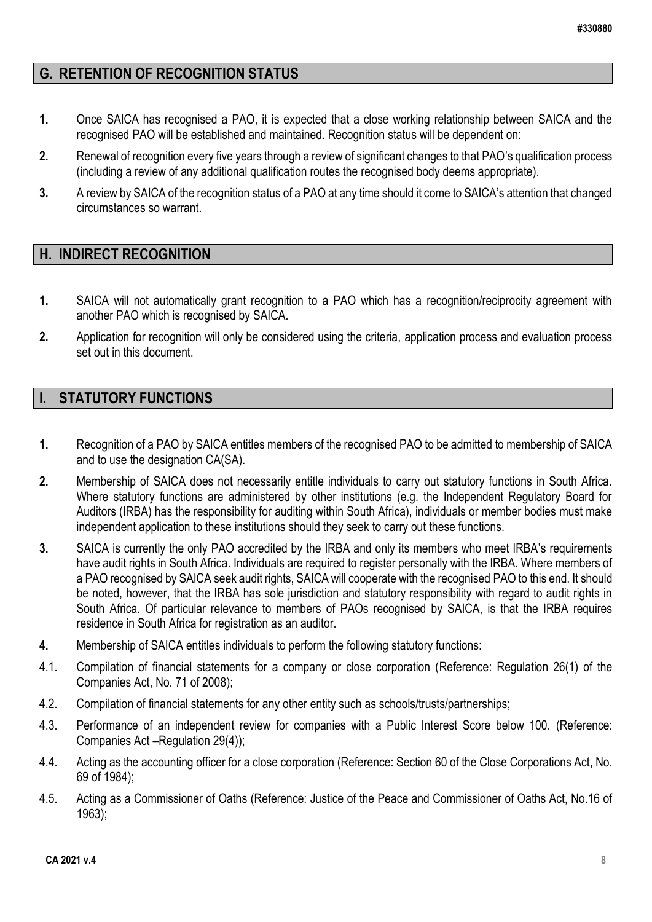## G. RETENTION OF RECOGNITION STATUS

**1.** Once SAICA has recognised a PAO, it is expected that a close working relationship between SAICA and the recognised PAO will be established and maintained. Recognition status will be dependent on:

**2.** Renewal of recognition every five years through a review of significant changes to that PAO's qualification process (including a review of any additional qualification routes the recognised body deems appropriate).

**3.** A review by SAICA of the recognition status of a PAO at any time should it come to SAICA's attention that changed circumstances so warrant.

## H. INDIRECT RECOGNITION

**1.** SAICA will not automatically grant recognition to a PAO which has a recognition/reciprocity agreement with another PAO which is recognised by SAICA.

**2.** Application for recognition will only be considered using the criteria, application process and evaluation process set out in this document.

## I. STATUTORY FUNCTIONS

**1.** Recognition of a PAO by SAICA entitles members of the recognised PAO to be admitted to membership of SAICA and to use the designation CA(SA).

**2.** Membership of SAICA does not necessarily entitle individuals to carry out statutory functions in South Africa. Where statutory functions are administered by other institutions (e.g. the Independent Regulatory Board for Auditors (IRBA) has the responsibility for auditing within South Africa), individuals or member bodies must make independent application to these institutions should they seek to carry out these functions.

**3.** SAICA is currently the only PAO accredited by the IRBA and only its members who meet IRBA's requirements have audit rights in South Africa. Individuals are required to register personally with the IRBA. Where members of a PAO recognised by SAICA seek audit rights, SAICA will cooperate with the recognised PAO to this end. It should be noted, however, that the IRBA has sole jurisdiction and statutory responsibility with regard to audit rights in South Africa. Of particular relevance to members of PAOs recognised by SAICA, is that the IRBA requires residence in South Africa for registration as an auditor.

**4.** Membership of SAICA entitles individuals to perform the following statutory functions:

4.1. Compilation of financial statements for a company or close corporation (Reference: Regulation 26(1) of the Companies Act, No. 71 of 2008);

4.2. Compilation of financial statements for any other entity such as schools/trusts/partnerships;

4.3. Performance of an independent review for companies with a Public Interest Score below 100. (Reference: Companies Act –Regulation 29(4));

4.4. Acting as the accounting officer for a close corporation (Reference: Section 60 of the Close Corporations Act, No. 69 of 1984);

4.5. Acting as a Commissioner of Oaths (Reference: Justice of the Peace and Commissioner of Oaths Act, No.16 of 1963);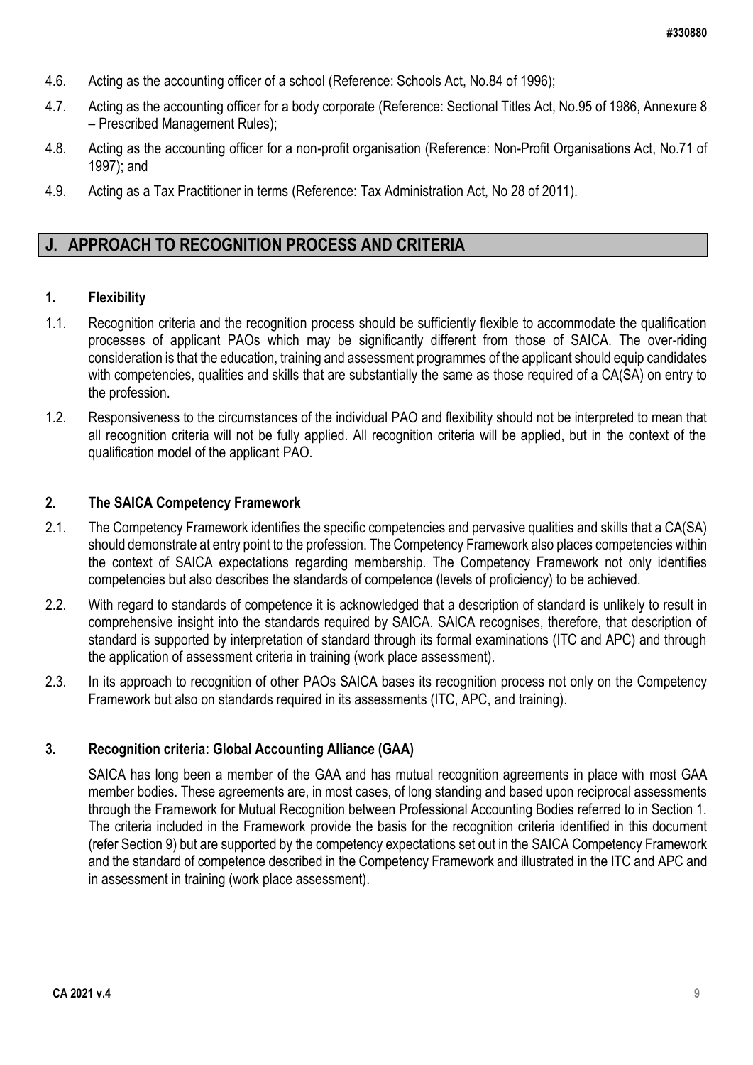4.6. Acting as the accounting officer of a school (Reference: Schools Act, No.84 of 1996);

4.7. Acting as the accounting officer for a body corporate (Reference: Sectional Titles Act, No.95 of 1986, Annexure 8 – Prescribed Management Rules);

4.8. Acting as the accounting officer for a non-profit organisation (Reference: Non-Profit Organisations Act, No.71 of 1997); and

4.9. Acting as a Tax Practitioner in terms (Reference: Tax Administration Act, No 28 of 2011).

## J. APPROACH TO RECOGNITION PROCESS AND CRITERIA

### 1. Flexibility

1.1. Recognition criteria and the recognition process should be sufficiently flexible to accommodate the qualification processes of applicant PAOs which may be significantly different from those of SAICA. The over-riding consideration is that the education, training and assessment programmes of the applicant should equip candidates with competencies, qualities and skills that are substantially the same as those required of a CA(SA) on entry to the profession.

1.2. Responsiveness to the circumstances of the individual PAO and flexibility should not be interpreted to mean that all recognition criteria will not be fully applied. All recognition criteria will be applied, but in the context of the qualification model of the applicant PAO.

### 2. The SAICA Competency Framework

2.1. The Competency Framework identifies the specific competencies and pervasive qualities and skills that a CA(SA) should demonstrate at entry point to the profession. The Competency Framework also places competencies within the context of SAICA expectations regarding membership. The Competency Framework not only identifies competencies but also describes the standards of competence (levels of proficiency) to be achieved.

2.2. With regard to standards of competence it is acknowledged that a description of standard is unlikely to result in comprehensive insight into the standards required by SAICA. SAICA recognises, therefore, that description of standard is supported by interpretation of standard through its formal examinations (ITC and APC) and through the application of assessment criteria in training (work place assessment).

2.3. In its approach to recognition of other PAOs SAICA bases its recognition process not only on the Competency Framework but also on standards required in its assessments (ITC, APC, and training).

### 3. Recognition criteria: Global Accounting Alliance (GAA)

SAICA has long been a member of the GAA and has mutual recognition agreements in place with most GAA member bodies. These agreements are, in most cases, of long standing and based upon reciprocal assessments through the Framework for Mutual Recognition between Professional Accounting Bodies referred to in Section 1. The criteria included in the Framework provide the basis for the recognition criteria identified in this document (refer Section 9) but are supported by the competency expectations set out in the SAICA Competency Framework and the standard of competence described in the Competency Framework and illustrated in the ITC and APC and in assessment in training (work place assessment).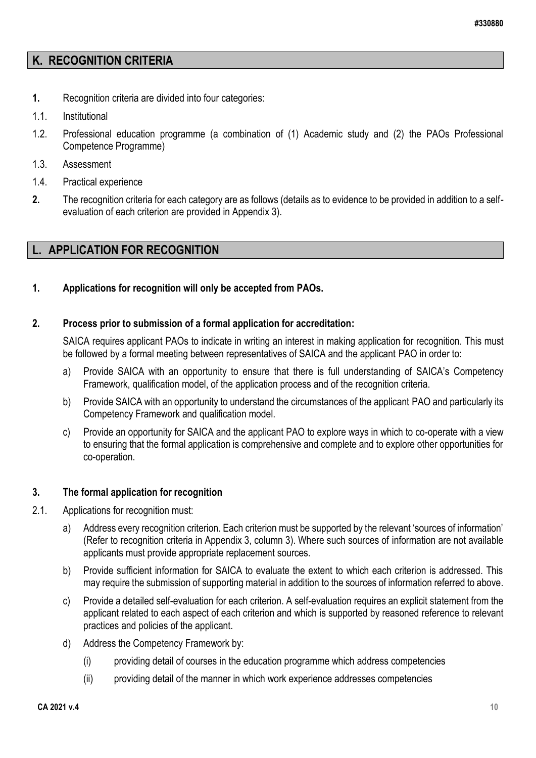## K. RECOGNITION CRITERIA

**1.** Recognition criteria are divided into four categories:

1.1. Institutional

1.2. Professional education programme (a combination of (1) Academic study and (2) the PAOs Professional Competence Programme)

1.3. Assessment

1.4. Practical experience

**2.** The recognition criteria for each category are as follows (details as to evidence to be provided in addition to a self-evaluation of each criterion are provided in Appendix 3).

## L. APPLICATION FOR RECOGNITION

**1. Applications for recognition will only be accepted from PAOs.**

**2. Process prior to submission of a formal application for accreditation:**

SAICA requires applicant PAOs to indicate in writing an interest in making application for recognition. This must be followed by a formal meeting between representatives of SAICA and the applicant PAO in order to:

a) Provide SAICA with an opportunity to ensure that there is full understanding of SAICA's Competency Framework, qualification model, of the application process and of the recognition criteria.

b) Provide SAICA with an opportunity to understand the circumstances of the applicant PAO and particularly its Competency Framework and qualification model.

c) Provide an opportunity for SAICA and the applicant PAO to explore ways in which to co-operate with a view to ensuring that the formal application is comprehensive and complete and to explore other opportunities for co-operation.

**3. The formal application for recognition**

2.1. Applications for recognition must:

a) Address every recognition criterion. Each criterion must be supported by the relevant 'sources of information' (Refer to recognition criteria in Appendix 3, column 3). Where such sources of information are not available applicants must provide appropriate replacement sources.

b) Provide sufficient information for SAICA to evaluate the extent to which each criterion is addressed. This may require the submission of supporting material in addition to the sources of information referred to above.

c) Provide a detailed self-evaluation for each criterion. A self-evaluation requires an explicit statement from the applicant related to each aspect of each criterion and which is supported by reasoned reference to relevant practices and policies of the applicant.

d) Address the Competency Framework by:

(i) providing detail of courses in the education programme which address competencies

(ii) providing detail of the manner in which work experience addresses competencies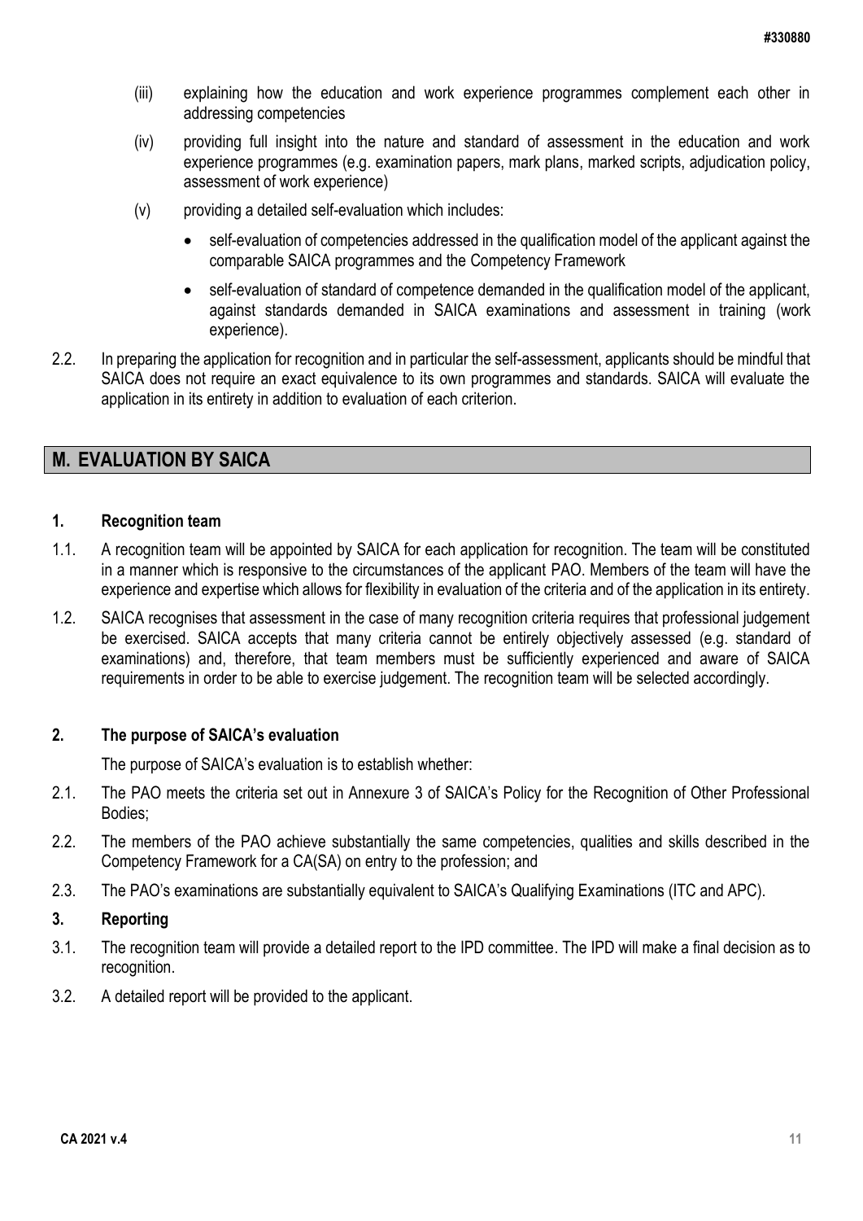(iii) explaining how the education and work experience programmes complement each other in addressing competencies

(iv) providing full insight into the nature and standard of assessment in the education and work experience programmes (e.g. examination papers, mark plans, marked scripts, adjudication policy, assessment of work experience)

(v) providing a detailed self-evaluation which includes:

- self-evaluation of competencies addressed in the qualification model of the applicant against the comparable SAICA programmes and the Competency Framework
- self-evaluation of standard of competence demanded in the qualification model of the applicant, against standards demanded in SAICA examinations and assessment in training (work experience).

2.2. In preparing the application for recognition and in particular the self-assessment, applicants should be mindful that SAICA does not require an exact equivalence to its own programmes and standards. SAICA will evaluate the application in its entirety in addition to evaluation of each criterion.

## M. EVALUATION BY SAICA

### 1. Recognition team

1.1. A recognition team will be appointed by SAICA for each application for recognition. The team will be constituted in a manner which is responsive to the circumstances of the applicant PAO. Members of the team will have the experience and expertise which allows for flexibility in evaluation of the criteria and of the application in its entirety.

1.2. SAICA recognises that assessment in the case of many recognition criteria requires that professional judgement be exercised. SAICA accepts that many criteria cannot be entirely objectively assessed (e.g. standard of examinations) and, therefore, that team members must be sufficiently experienced and aware of SAICA requirements in order to be able to exercise judgement. The recognition team will be selected accordingly.

### 2. The purpose of SAICA's evaluation

The purpose of SAICA's evaluation is to establish whether:

2.1. The PAO meets the criteria set out in Annexure 3 of SAICA's Policy for the Recognition of Other Professional Bodies;

2.2. The members of the PAO achieve substantially the same competencies, qualities and skills described in the Competency Framework for a CA(SA) on entry to the profession; and

2.3. The PAO's examinations are substantially equivalent to SAICA's Qualifying Examinations (ITC and APC).

### 3. Reporting

3.1. The recognition team will provide a detailed report to the IPD committee. The IPD will make a final decision as to recognition.

3.2. A detailed report will be provided to the applicant.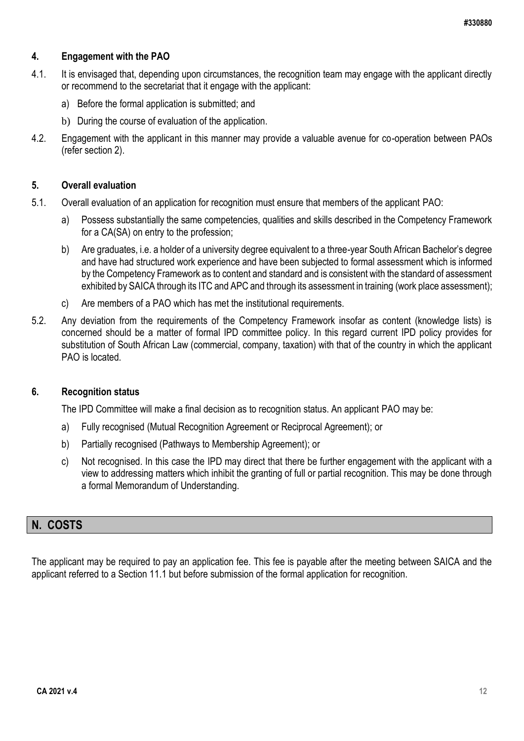#### 4. Engagement with the PAO

4.1. It is envisaged that, depending upon circumstances, the recognition team may engage with the applicant directly or recommend to the secretariat that it engage with the applicant:

a) Before the formal application is submitted; and

b) During the course of evaluation of the application.

4.2. Engagement with the applicant in this manner may provide a valuable avenue for co-operation between PAOs (refer section 2).

#### 5. Overall evaluation

5.1. Overall evaluation of an application for recognition must ensure that members of the applicant PAO:

a) Possess substantially the same competencies, qualities and skills described in the Competency Framework for a CA(SA) on entry to the profession;

b) Are graduates, i.e. a holder of a university degree equivalent to a three-year South African Bachelor's degree and have had structured work experience and have been subjected to formal assessment which is informed by the Competency Framework as to content and standard and is consistent with the standard of assessment exhibited by SAICA through its ITC and APC and through its assessment in training (work place assessment);

c) Are members of a PAO which has met the institutional requirements.

5.2. Any deviation from the requirements of the Competency Framework insofar as content (knowledge lists) is concerned should be a matter of formal IPD committee policy. In this regard current IPD policy provides for substitution of South African Law (commercial, company, taxation) with that of the country in which the applicant PAO is located.

#### 6. Recognition status

The IPD Committee will make a final decision as to recognition status. An applicant PAO may be:

a) Fully recognised (Mutual Recognition Agreement or Reciprocal Agreement); or

b) Partially recognised (Pathways to Membership Agreement); or

c) Not recognised. In this case the IPD may direct that there be further engagement with the applicant with a view to addressing matters which inhibit the granting of full or partial recognition. This may be done through a formal Memorandum of Understanding.

## N. COSTS

The applicant may be required to pay an application fee. This fee is payable after the meeting between SAICA and the applicant referred to a Section 11.1 but before submission of the formal application for recognition.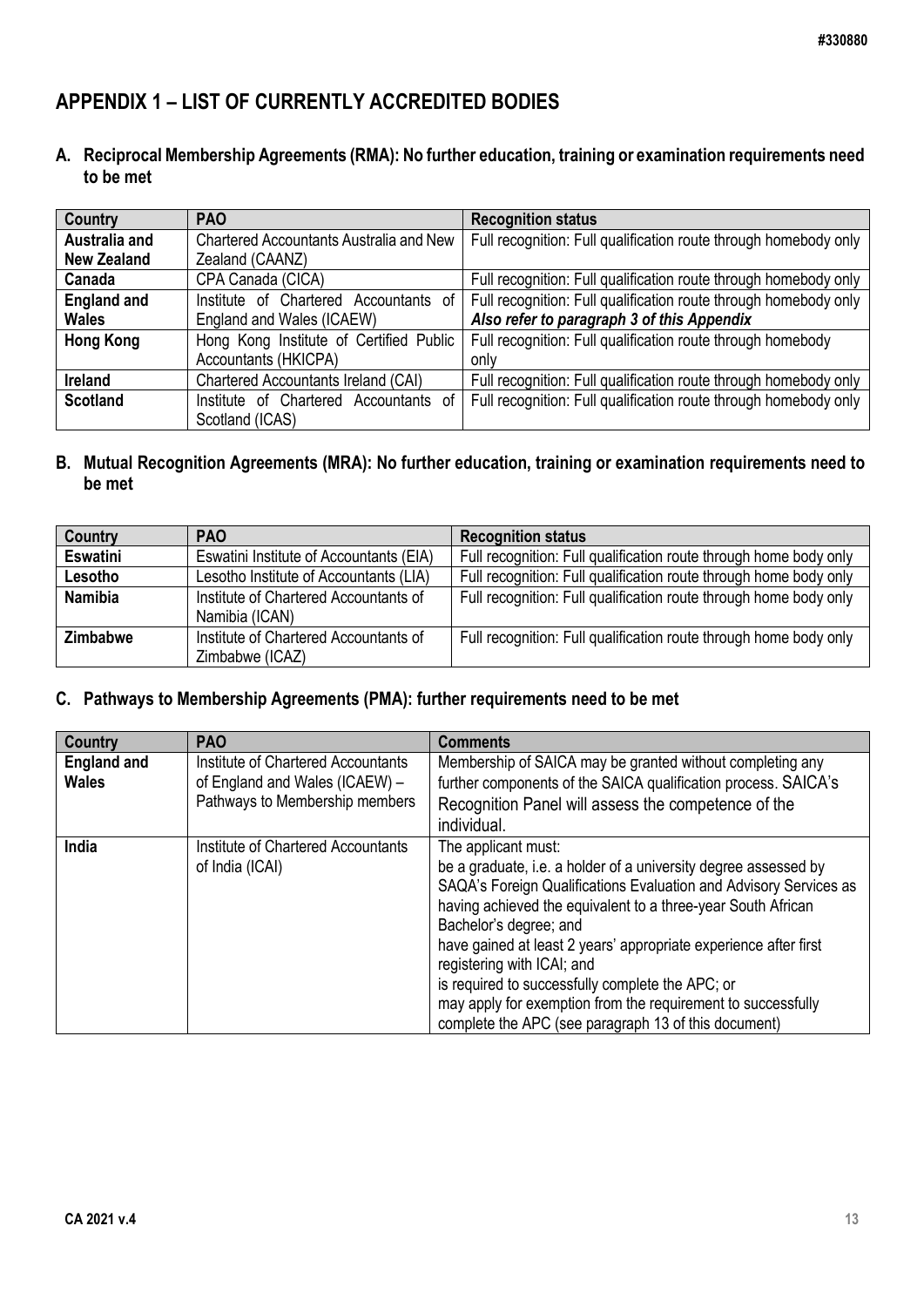## APPENDIX 1 – LIST OF CURRENTLY ACCREDITED BODIES

### A. Reciprocal Membership Agreements (RMA): No further education, training or examination requirements need to be met

| Country | PAO | Recognition status |
|---|---|---|
| **Australia and New Zealand** | Chartered Accountants Australia and New Zealand (CAANZ) | Full recognition: Full qualification route through homebody only |
| **Canada** | CPA Canada (CICA) | Full recognition: Full qualification route through homebody only |
| **England and Wales** | Institute of Chartered Accountants of England and Wales (ICAEW) | Full recognition: Full qualification route through homebody only ***Also refer to paragraph 3 of this Appendix*** |
| **Hong Kong** | Hong Kong Institute of Certified Public Accountants (HKICPA) | Full recognition: Full qualification route through homebody only |
| **Ireland** | Chartered Accountants Ireland (CAI) | Full recognition: Full qualification route through homebody only |
| **Scotland** | Institute of Chartered Accountants of Scotland (ICAS) | Full recognition: Full qualification route through homebody only |

### B. Mutual Recognition Agreements (MRA): No further education, training or examination requirements need to be met

| Country | PAO | Recognition status |
|---|---|---|
| **Eswatini** | Eswatini Institute of Accountants (EIA) | Full recognition: Full qualification route through home body only |
| **Lesotho** | Lesotho Institute of Accountants (LIA) | Full recognition: Full qualification route through home body only |
| **Namibia** | Institute of Chartered Accountants of Namibia (ICAN) | Full recognition: Full qualification route through home body only |
| **Zimbabwe** | Institute of Chartered Accountants of Zimbabwe (ICAZ) | Full recognition: Full qualification route through home body only |

### C. Pathways to Membership Agreements (PMA): further requirements need to be met

| Country | PAO | Comments |
|---|---|---|
| **England and Wales** | Institute of Chartered Accountants of England and Wales (ICAEW) – Pathways to Membership members | Membership of SAICA may be granted without completing any further components of the SAICA qualification process. SAICA's Recognition Panel will assess the competence of the individual. |
| **India** | Institute of Chartered Accountants of India (ICAI) | The applicant must:<br>be a graduate, i.e. a holder of a university degree assessed by SAQA's Foreign Qualifications Evaluation and Advisory Services as having achieved the equivalent to a three-year South African Bachelor's degree; and<br>have gained at least 2 years' appropriate experience after first registering with ICAI; and<br>is required to successfully complete the APC; or<br>may apply for exemption from the requirement to successfully complete the APC (see paragraph 13 of this document) |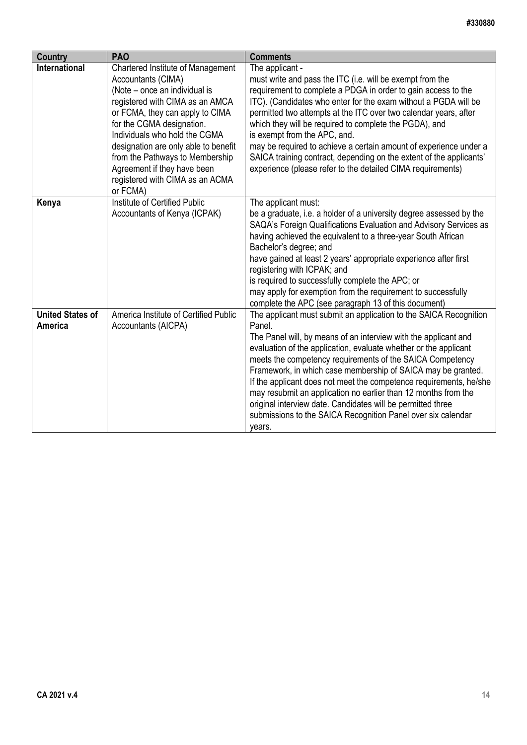| Country | PAO | Comments |
|---|---|---|
| **International** | Chartered Institute of Management Accountants (CIMA)<br>(Note – once an individual is registered with CIMA as an AMCA or FCMA, they can apply to CIMA for the CGMA designation. Individuals who hold the CGMA designation are only able to benefit from the Pathways to Membership Agreement if they have been registered with CIMA as an ACMA or FCMA) | The applicant -<br>must write and pass the ITC (i.e. will be exempt from the requirement to complete a PDGA in order to gain access to the ITC). (Candidates who enter for the exam without a PGDA will be permitted two attempts at the ITC over two calendar years, after which they will be required to complete the PGDA), and<br>is exempt from the APC, and.<br>may be required to achieve a certain amount of experience under a SAICA training contract, depending on the extent of the applicants' experience (please refer to the detailed CIMA requirements) |
| **Kenya** | Institute of Certified Public Accountants of Kenya (ICPAK) | The applicant must:<br>be a graduate, i.e. a holder of a university degree assessed by the SAQA's Foreign Qualifications Evaluation and Advisory Services as having achieved the equivalent to a three-year South African Bachelor's degree; and<br>have gained at least 2 years' appropriate experience after first registering with ICPAK; and<br>is required to successfully complete the APC; or<br>may apply for exemption from the requirement to successfully complete the APC (see paragraph 13 of this document) |
| **United States of America** | America Institute of Certified Public Accountants (AICPA) | The applicant must submit an application to the SAICA Recognition Panel.<br>The Panel will, by means of an interview with the applicant and evaluation of the application, evaluate whether or the applicant meets the competency requirements of the SAICA Competency Framework, in which case membership of SAICA may be granted.<br>If the applicant does not meet the competence requirements, he/she may resubmit an application no earlier than 12 months from the original interview date. Candidates will be permitted three submissions to the SAICA Recognition Panel over six calendar years. |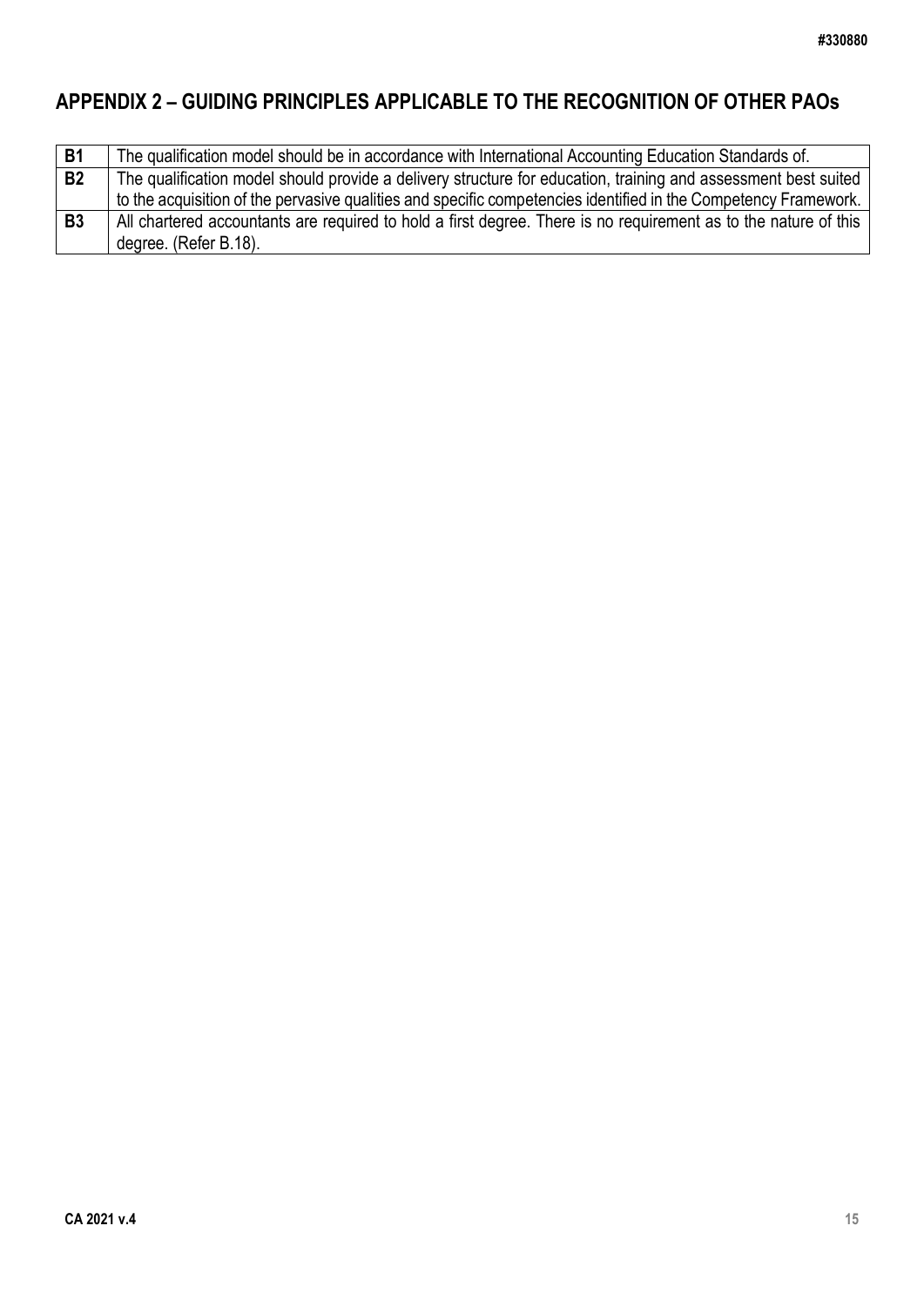## APPENDIX 2 – GUIDING PRINCIPLES APPLICABLE TO THE RECOGNITION OF OTHER PAOs

| | |
|---|---|
| **B1** | The qualification model should be in accordance with International Accounting Education Standards of. |
| **B2** | The qualification model should provide a delivery structure for education, training and assessment best suited to the acquisition of the pervasive qualities and specific competencies identified in the Competency Framework. |
| **B3** | All chartered accountants are required to hold a first degree. There is no requirement as to the nature of this degree. (Refer B.18). |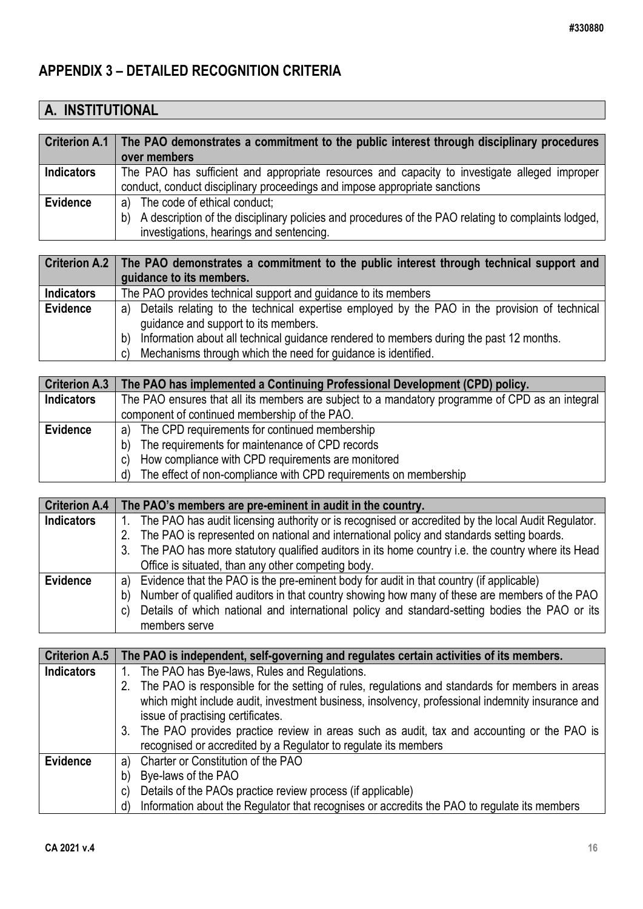## APPENDIX 3 – DETAILED RECOGNITION CRITERIA

## A. INSTITUTIONAL

| **Criterion A.1** | **The PAO demonstrates a commitment to the public interest through disciplinary procedures over members** |
|---|---|
| **Indicators** | The PAO has sufficient and appropriate resources and capacity to investigate alleged improper conduct, conduct disciplinary proceedings and impose appropriate sanctions |
| **Evidence** | a) The code of ethical conduct;<br>b) A description of the disciplinary policies and procedures of the PAO relating to complaints lodged, investigations, hearings and sentencing. |

| **Criterion A.2** | **The PAO demonstrates a commitment to the public interest through technical support and guidance to its members.** |
|---|---|
| **Indicators** | The PAO provides technical support and guidance to its members |
| **Evidence** | a) Details relating to the technical expertise employed by the PAO in the provision of technical guidance and support to its members.<br>b) Information about all technical guidance rendered to members during the past 12 months.<br>c) Mechanisms through which the need for guidance is identified. |

| **Criterion A.3** | **The PAO has implemented a Continuing Professional Development (CPD) policy.** |
|---|---|
| **Indicators** | The PAO ensures that all its members are subject to a mandatory programme of CPD as an integral component of continued membership of the PAO. |
| **Evidence** | a) The CPD requirements for continued membership<br>b) The requirements for maintenance of CPD records<br>c) How compliance with CPD requirements are monitored<br>d) The effect of non-compliance with CPD requirements on membership |

| **Criterion A.4** | **The PAO's members are pre-eminent in audit in the country.** |
|---|---|
| **Indicators** | 1. The PAO has audit licensing authority or is recognised or accredited by the local Audit Regulator.<br>2. The PAO is represented on national and international policy and standards setting boards.<br>3. The PAO has more statutory qualified auditors in its home country i.e. the country where its Head Office is situated, than any other competing body. |
| **Evidence** | a) Evidence that the PAO is the pre-eminent body for audit in that country (if applicable)<br>b) Number of qualified auditors in that country showing how many of these are members of the PAO<br>c) Details of which national and international policy and standard-setting bodies the PAO or its members serve |

| **Criterion A.5** | **The PAO is independent, self-governing and regulates certain activities of its members.** |
|---|---|
| **Indicators** | 1. The PAO has Bye-laws, Rules and Regulations.<br>2. The PAO is responsible for the setting of rules, regulations and standards for members in areas which might include audit, investment business, insolvency, professional indemnity insurance and issue of practising certificates.<br>3. The PAO provides practice review in areas such as audit, tax and accounting or the PAO is recognised or accredited by a Regulator to regulate its members |
| **Evidence** | a) Charter or Constitution of the PAO<br>b) Bye-laws of the PAO<br>c) Details of the PAOs practice review process (if applicable)<br>d) Information about the Regulator that recognises or accredits the PAO to regulate its members |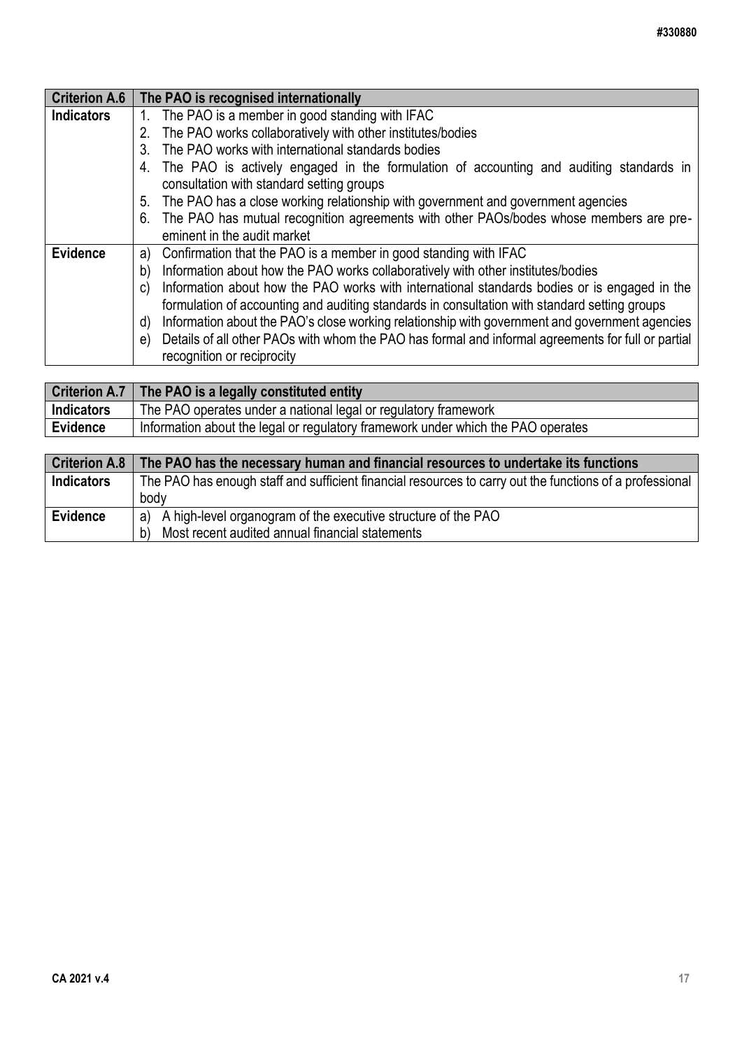| Criterion A.6 | The PAO is recognised internationally |
|---|---|
| **Indicators** | 1. The PAO is a member in good standing with IFAC<br>2. The PAO works collaboratively with other institutes/bodies<br>3. The PAO works with international standards bodies<br>4. The PAO is actively engaged in the formulation of accounting and auditing standards in consultation with standard setting groups<br>5. The PAO has a close working relationship with government and government agencies<br>6. The PAO has mutual recognition agreements with other PAOs/bodies whose members are pre-eminent in the audit market |
| **Evidence** | a) Confirmation that the PAO is a member in good standing with IFAC<br>b) Information about how the PAO works collaboratively with other institutes/bodies<br>c) Information about how the PAO works with international standards bodies or is engaged in the formulation of accounting and auditing standards in consultation with standard setting groups<br>d) Information about the PAO's close working relationship with government and government agencies<br>e) Details of all other PAOs with whom the PAO has formal and informal agreements for full or partial recognition or reciprocity |

| Criterion A.7 | The PAO is a legally constituted entity |
|---|---|
| **Indicators** | The PAO operates under a national legal or regulatory framework |
| **Evidence** | Information about the legal or regulatory framework under which the PAO operates |

| Criterion A.8 | The PAO has the necessary human and financial resources to undertake its functions |
|---|---|
| **Indicators** | The PAO has enough staff and sufficient financial resources to carry out the functions of a professional body |
| **Evidence** | a) A high-level organogram of the executive structure of the PAO<br>b) Most recent audited annual financial statements |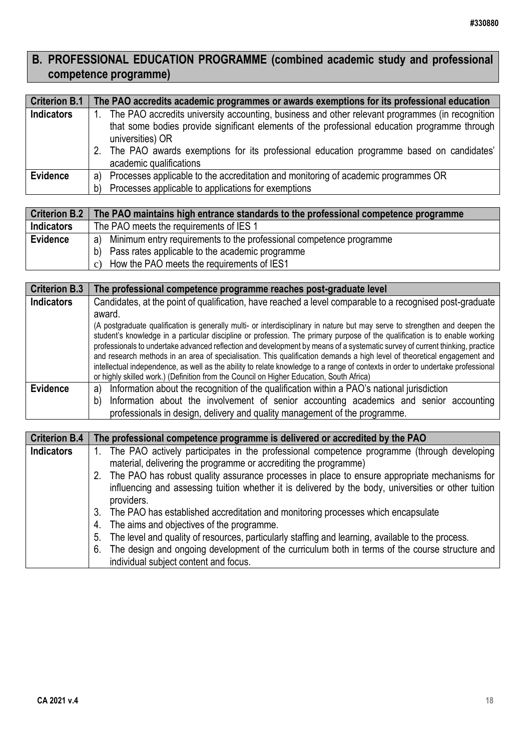## B. PROFESSIONAL EDUCATION PROGRAMME (combined academic study and professional competence programme)

| Criterion B.1 | The PAO accredits academic programmes or awards exemptions for its professional education |
|---|---|
| Indicators | 1. The PAO accredits university accounting, business and other relevant programmes (in recognition that some bodies provide significant elements of the professional education programme through universities) OR<br>2. The PAO awards exemptions for its professional education programme based on candidates' academic qualifications |
| Evidence | a) Processes applicable to the accreditation and monitoring of academic programmes OR<br>b) Processes applicable to applications for exemptions |

| Criterion B.2 | The PAO maintains high entrance standards to the professional competence programme |
|---|---|
| Indicators | The PAO meets the requirements of IES 1 |
| Evidence | a) Minimum entry requirements to the professional competence programme<br>b) Pass rates applicable to the academic programme<br>c) How the PAO meets the requirements of IES1 |

| Criterion B.3 | The professional competence programme reaches post-graduate level |
|---|---|
| Indicators | Candidates, at the point of qualification, have reached a level comparable to a recognised post-graduate award.<br>(A postgraduate qualification is generally multi- or interdisciplinary in nature but may serve to strengthen and deepen the student's knowledge in a particular discipline or profession. The primary purpose of the qualification is to enable working professionals to undertake advanced reflection and development by means of a systematic survey of current thinking, practice and research methods in an area of specialisation. This qualification demands a high level of theoretical engagement and intellectual independence, as well as the ability to relate knowledge to a range of contexts in order to undertake professional or highly skilled work.) (Definition from the Council on Higher Education, South Africa) |
| Evidence | a) Information about the recognition of the qualification within a PAO's national jurisdiction<br>b) Information about the involvement of senior accounting academics and senior accounting professionals in design, delivery and quality management of the programme. |

| Criterion B.4 | The professional competence programme is delivered or accredited by the PAO |
|---|---|
| Indicators | 1. The PAO actively participates in the professional competence programme (through developing material, delivering the programme or accrediting the programme)<br>2. The PAO has robust quality assurance processes in place to ensure appropriate mechanisms for influencing and assessing tuition whether it is delivered by the body, universities or other tuition providers.<br>3. The PAO has established accreditation and monitoring processes which encapsulate<br>4. The aims and objectives of the programme.<br>5. The level and quality of resources, particularly staffing and learning, available to the process.<br>6. The design and ongoing development of the curriculum both in terms of the course structure and individual subject content and focus. |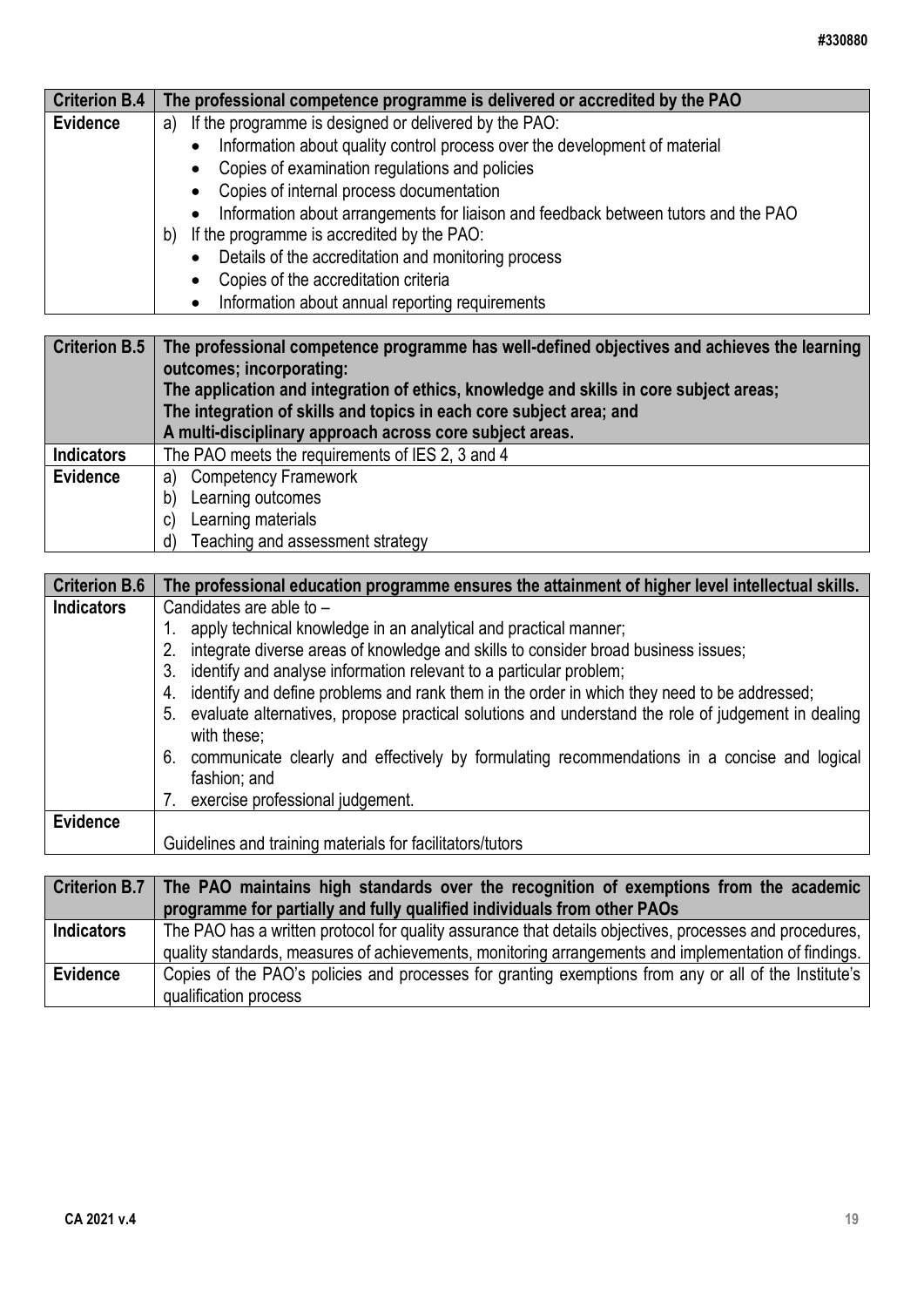| Criterion B.4 | The professional competence programme is delivered or accredited by the PAO |
|---|---|
| Evidence | a) If the programme is designed or delivered by the PAO:<br>• Information about quality control process over the development of material<br>• Copies of examination regulations and policies<br>• Copies of internal process documentation<br>• Information about arrangements for liaison and feedback between tutors and the PAO<br>b) If the programme is accredited by the PAO:<br>• Details of the accreditation and monitoring process<br>• Copies of the accreditation criteria<br>• Information about annual reporting requirements |

| Criterion B.5 | The professional competence programme has well-defined objectives and achieves the learning outcomes; incorporating:<br>The application and integration of ethics, knowledge and skills in core subject areas;<br>The integration of skills and topics in each core subject area; and<br>A multi-disciplinary approach across core subject areas. |
|---|---|
| Indicators | The PAO meets the requirements of IES 2, 3 and 4 |
| Evidence | a) Competency Framework<br>b) Learning outcomes<br>c) Learning materials<br>d) Teaching and assessment strategy |

| Criterion B.6 | The professional education programme ensures the attainment of higher level intellectual skills. |
|---|---|
| Indicators | Candidates are able to –<br>1. apply technical knowledge in an analytical and practical manner;<br>2. integrate diverse areas of knowledge and skills to consider broad business issues;<br>3. identify and analyse information relevant to a particular problem;<br>4. identify and define problems and rank them in the order in which they need to be addressed;<br>5. evaluate alternatives, propose practical solutions and understand the role of judgement in dealing with these;<br>6. communicate clearly and effectively by formulating recommendations in a concise and logical fashion; and<br>7. exercise professional judgement. |
| Evidence | Guidelines and training materials for facilitators/tutors |

| Criterion B.7 | The PAO maintains high standards over the recognition of exemptions from the academic programme for partially and fully qualified individuals from other PAOs |
|---|---|
| Indicators | The PAO has a written protocol for quality assurance that details objectives, processes and procedures, quality standards, measures of achievements, monitoring arrangements and implementation of findings. |
| Evidence | Copies of the PAO's policies and processes for granting exemptions from any or all of the Institute's qualification process |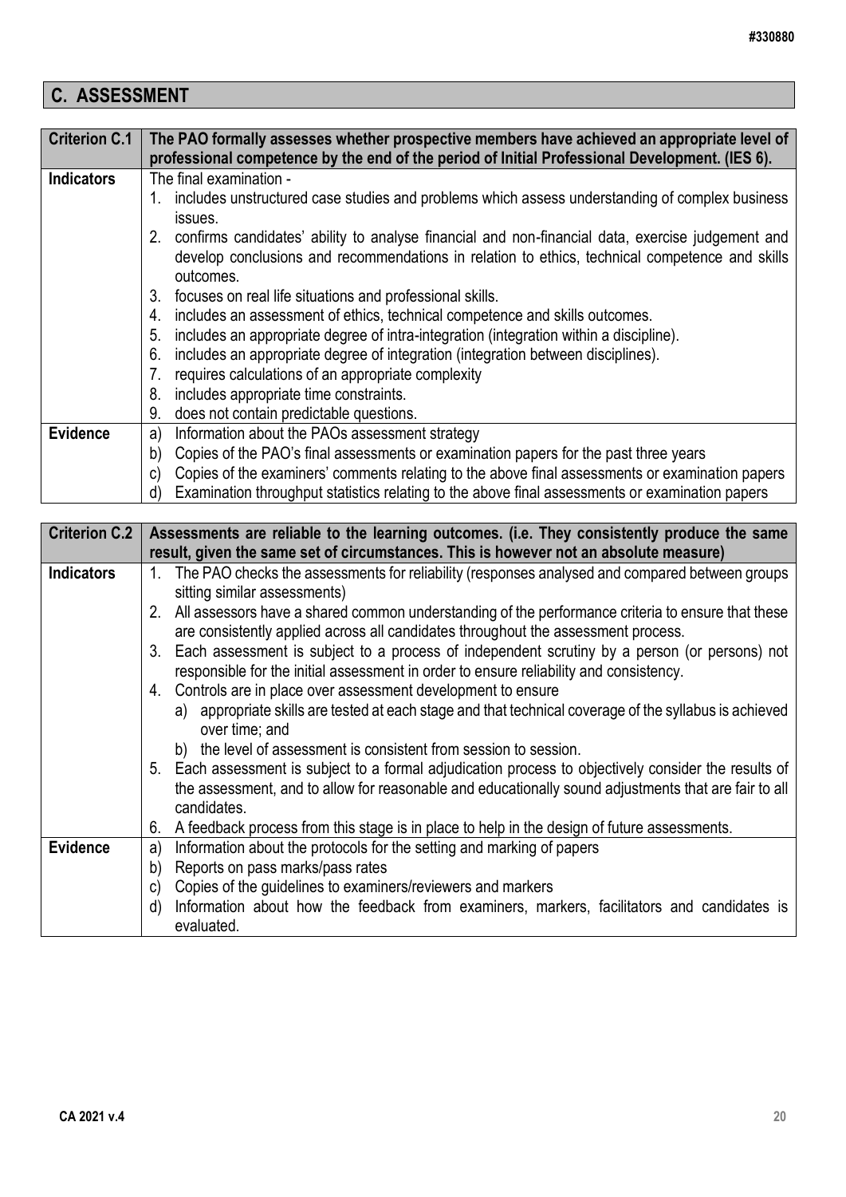## C. ASSESSMENT

| Criterion C.1 | The PAO formally assesses whether prospective members have achieved an appropriate level of professional competence by the end of the period of Initial Professional Development. (IES 6). |
|---|---|
| **Indicators** | The final examination -<br>1. includes unstructured case studies and problems which assess understanding of complex business issues.<br>2. confirms candidates' ability to analyse financial and non-financial data, exercise judgement and develop conclusions and recommendations in relation to ethics, technical competence and skills outcomes.<br>3. focuses on real life situations and professional skills.<br>4. includes an assessment of ethics, technical competence and skills outcomes.<br>5. includes an appropriate degree of intra-integration (integration within a discipline).<br>6. includes an appropriate degree of integration (integration between disciplines).<br>7. requires calculations of an appropriate complexity<br>8. includes appropriate time constraints.<br>9. does not contain predictable questions. |
| **Evidence** | a) Information about the PAOs assessment strategy<br>b) Copies of the PAO's final assessments or examination papers for the past three years<br>c) Copies of the examiners' comments relating to the above final assessments or examination papers<br>d) Examination throughput statistics relating to the above final assessments or examination papers |

| Criterion C.2 | Assessments are reliable to the learning outcomes. (i.e. They consistently produce the same result, given the same set of circumstances. This is however not an absolute measure) |
|---|---|
| **Indicators** | 1. The PAO checks the assessments for reliability (responses analysed and compared between groups sitting similar assessments)<br>2. All assessors have a shared common understanding of the performance criteria to ensure that these are consistently applied across all candidates throughout the assessment process.<br>3. Each assessment is subject to a process of independent scrutiny by a person (or persons) not responsible for the initial assessment in order to ensure reliability and consistency.<br>4. Controls are in place over assessment development to ensure<br>a) appropriate skills are tested at each stage and that technical coverage of the syllabus is achieved over time; and<br>b) the level of assessment is consistent from session to session.<br>5. Each assessment is subject to a formal adjudication process to objectively consider the results of the assessment, and to allow for reasonable and educationally sound adjustments that are fair to all candidates.<br>6. A feedback process from this stage is in place to help in the design of future assessments. |
| **Evidence** | a) Information about the protocols for the setting and marking of papers<br>b) Reports on pass marks/pass rates<br>c) Copies of the guidelines to examiners/reviewers and markers<br>d) Information about how the feedback from examiners, markers, facilitators and candidates is evaluated. |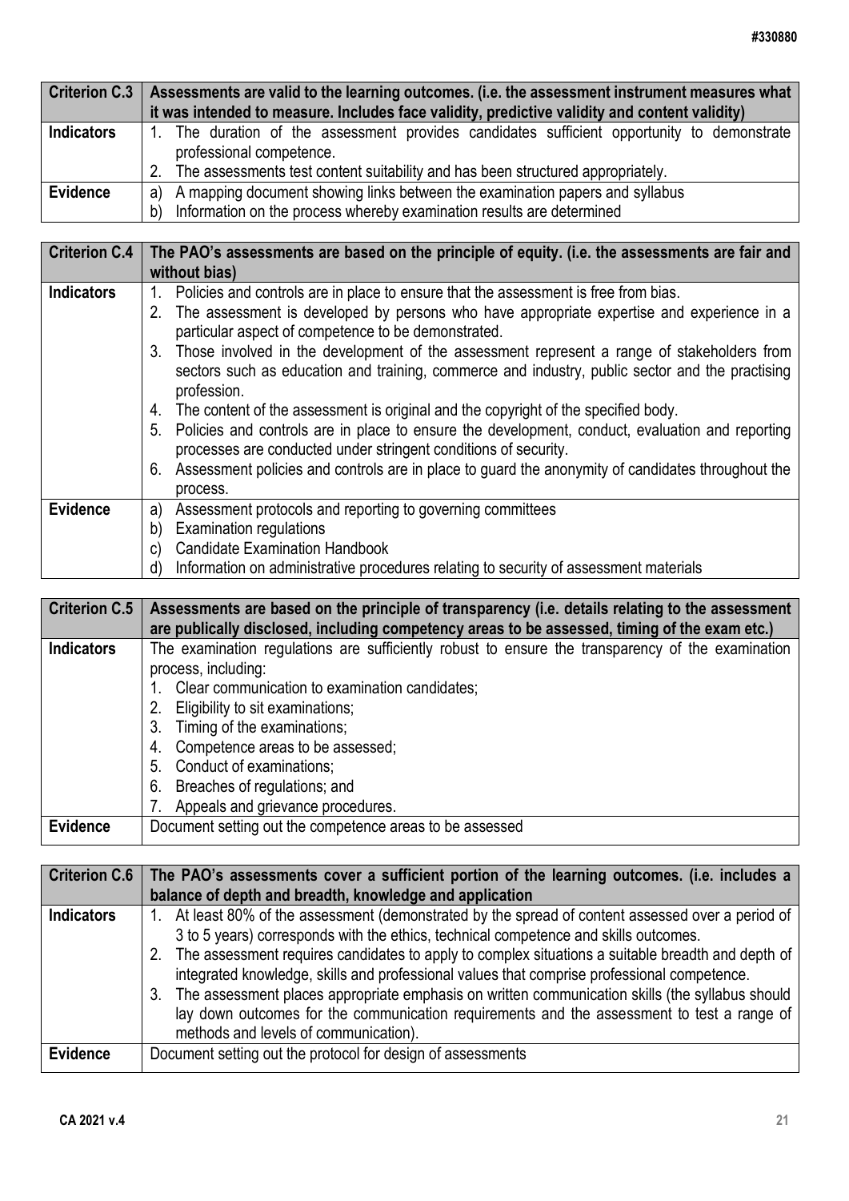| Criterion C.3 | Assessments are valid to the learning outcomes. (i.e. the assessment instrument measures what it was intended to measure. Includes face validity, predictive validity and content validity) |
|---|---|
| **Indicators** | 1. The duration of the assessment provides candidates sufficient opportunity to demonstrate professional competence.<br>2. The assessments test content suitability and has been structured appropriately. |
| **Evidence** | a) A mapping document showing links between the examination papers and syllabus<br>b) Information on the process whereby examination results are determined |

| Criterion C.4 | The PAO's assessments are based on the principle of equity. (i.e. the assessments are fair and without bias) |
|---|---|
| **Indicators** | 1. Policies and controls are in place to ensure that the assessment is free from bias.<br>2. The assessment is developed by persons who have appropriate expertise and experience in a particular aspect of competence to be demonstrated.<br>3. Those involved in the development of the assessment represent a range of stakeholders from sectors such as education and training, commerce and industry, public sector and the practising profession.<br>4. The content of the assessment is original and the copyright of the specified body.<br>5. Policies and controls are in place to ensure the development, conduct, evaluation and reporting processes are conducted under stringent conditions of security.<br>6. Assessment policies and controls are in place to guard the anonymity of candidates throughout the process. |
| **Evidence** | a) Assessment protocols and reporting to governing committees<br>b) Examination regulations<br>c) Candidate Examination Handbook<br>d) Information on administrative procedures relating to security of assessment materials |

| Criterion C.5 | Assessments are based on the principle of transparency (i.e. details relating to the assessment are publically disclosed, including competency areas to be assessed, timing of the exam etc.) |
|---|---|
| **Indicators** | The examination regulations are sufficiently robust to ensure the transparency of the examination process, including:<br>1. Clear communication to examination candidates;<br>2. Eligibility to sit examinations;<br>3. Timing of the examinations;<br>4. Competence areas to be assessed;<br>5. Conduct of examinations;<br>6. Breaches of regulations; and<br>7. Appeals and grievance procedures. |
| **Evidence** | Document setting out the competence areas to be assessed |

| Criterion C.6 | The PAO's assessments cover a sufficient portion of the learning outcomes. (i.e. includes a balance of depth and breadth, knowledge and application |
|---|---|
| **Indicators** | 1. At least 80% of the assessment (demonstrated by the spread of content assessed over a period of 3 to 5 years) corresponds with the ethics, technical competence and skills outcomes.<br>2. The assessment requires candidates to apply to complex situations a suitable breadth and depth of integrated knowledge, skills and professional values that comprise professional competence.<br>3. The assessment places appropriate emphasis on written communication skills (the syllabus should lay down outcomes for the communication requirements and the assessment to test a range of methods and levels of communication). |
| **Evidence** | Document setting out the protocol for design of assessments |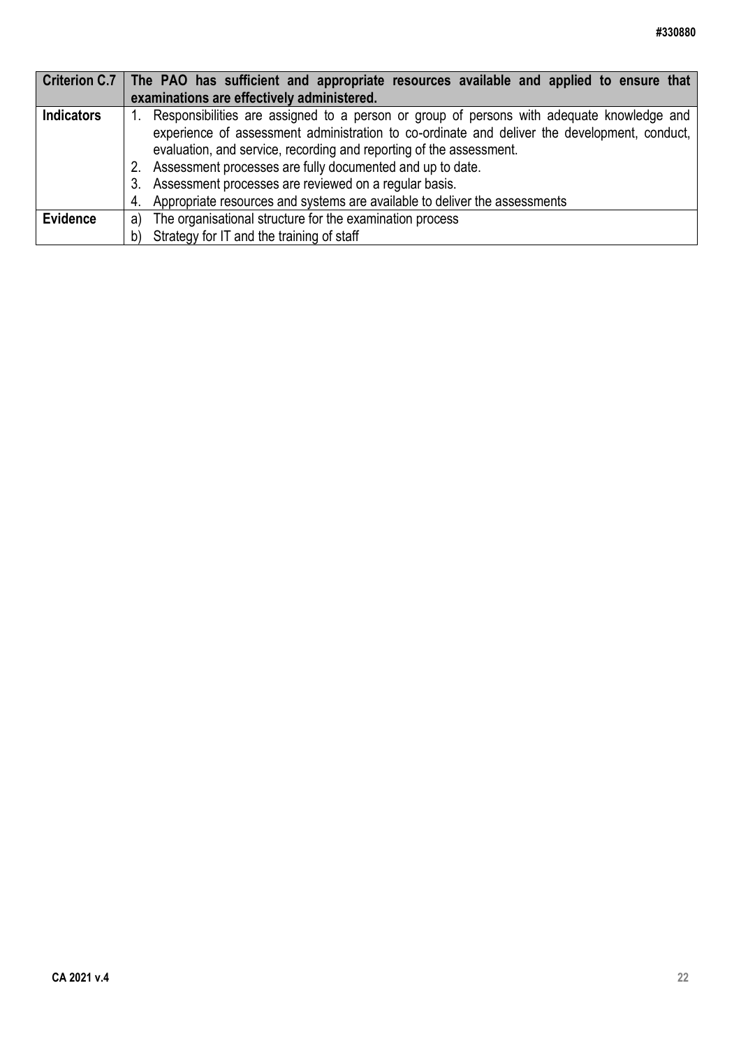| Criterion C.7 | The PAO has sufficient and appropriate resources available and applied to ensure that examinations are effectively administered. |
|---|---|
| Indicators | 1. Responsibilities are assigned to a person or group of persons with adequate knowledge and experience of assessment administration to co-ordinate and deliver the development, conduct, evaluation, and service, recording and reporting of the assessment.<br>2. Assessment processes are fully documented and up to date.<br>3. Assessment processes are reviewed on a regular basis.<br>4. Appropriate resources and systems are available to deliver the assessments |
| Evidence | a) The organisational structure for the examination process<br>b) Strategy for IT and the training of staff |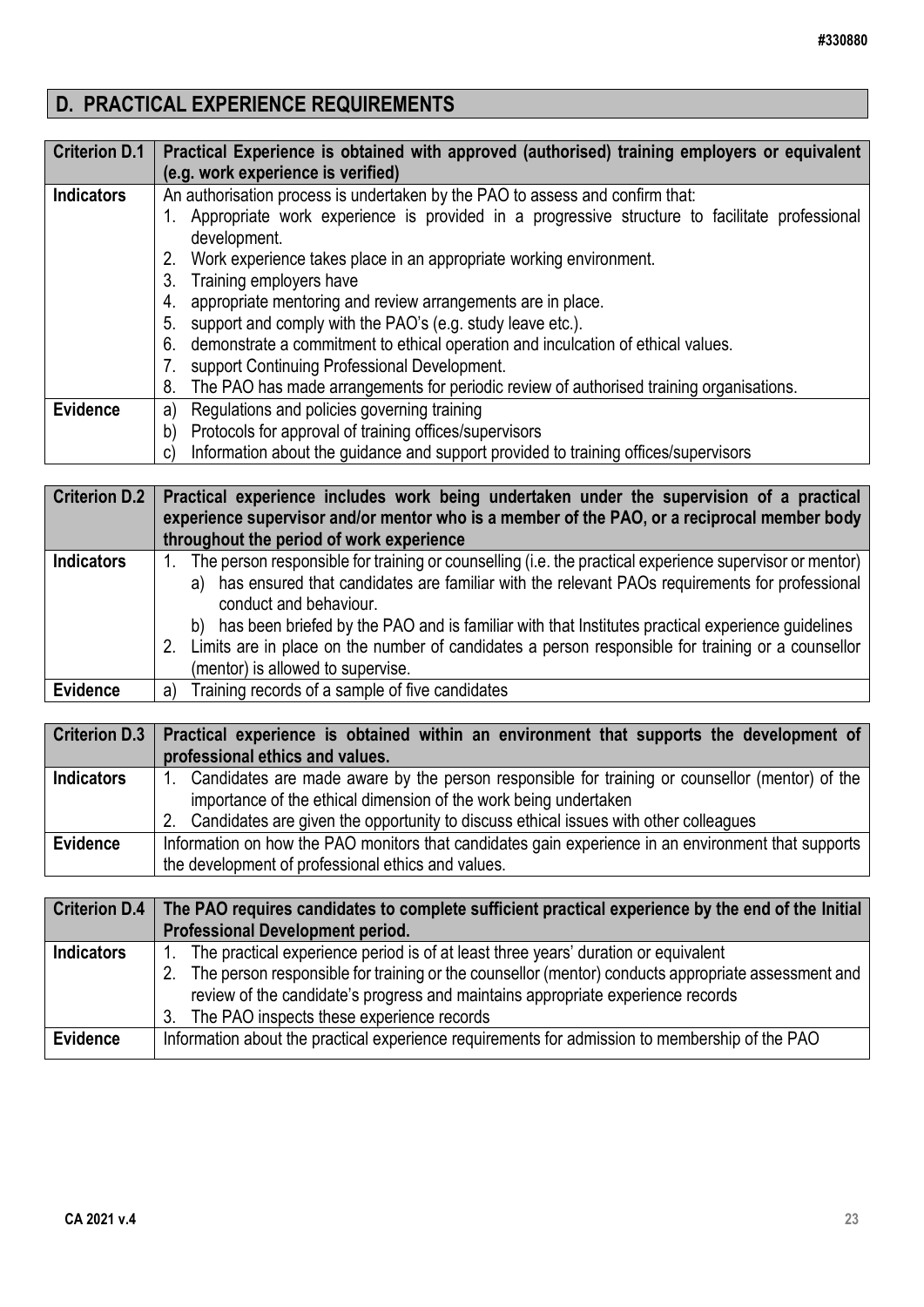## D. PRACTICAL EXPERIENCE REQUIREMENTS

| **Criterion D.1** | **Practical Experience is obtained with approved (authorised) training employers or equivalent (e.g. work experience is verified)** |
|---|---|
| **Indicators** | An authorisation process is undertaken by the PAO to assess and confirm that:<br>1. Appropriate work experience is provided in a progressive structure to facilitate professional development.<br>2. Work experience takes place in an appropriate working environment.<br>3. Training employers have<br>4. appropriate mentoring and review arrangements are in place.<br>5. support and comply with the PAO's (e.g. study leave etc.).<br>6. demonstrate a commitment to ethical operation and inculcation of ethical values.<br>7. support Continuing Professional Development.<br>8. The PAO has made arrangements for periodic review of authorised training organisations. |
| **Evidence** | a) Regulations and policies governing training<br>b) Protocols for approval of training offices/supervisors<br>c) Information about the guidance and support provided to training offices/supervisors |

| **Criterion D.2** | **Practical experience includes work being undertaken under the supervision of a practical experience supervisor and/or mentor who is a member of the PAO, or a reciprocal member body throughout the period of work experience** |
|---|---|
| **Indicators** | 1. The person responsible for training or counselling (i.e. the practical experience supervisor or mentor)<br>a) has ensured that candidates are familiar with the relevant PAOs requirements for professional conduct and behaviour.<br>b) has been briefed by the PAO and is familiar with that Institutes practical experience guidelines<br>2. Limits are in place on the number of candidates a person responsible for training or a counsellor (mentor) is allowed to supervise. |
| **Evidence** | a) Training records of a sample of five candidates |

| **Criterion D.3** | **Practical experience is obtained within an environment that supports the development of professional ethics and values.** |
|---|---|
| **Indicators** | 1. Candidates are made aware by the person responsible for training or counsellor (mentor) of the importance of the ethical dimension of the work being undertaken<br>2. Candidates are given the opportunity to discuss ethical issues with other colleagues |
| **Evidence** | Information on how the PAO monitors that candidates gain experience in an environment that supports the development of professional ethics and values. |

| **Criterion D.4** | **The PAO requires candidates to complete sufficient practical experience by the end of the Initial Professional Development period.** |
|---|---|
| **Indicators** | 1. The practical experience period is of at least three years' duration or equivalent<br>2. The person responsible for training or the counsellor (mentor) conducts appropriate assessment and review of the candidate's progress and maintains appropriate experience records<br>3. The PAO inspects these experience records |
| **Evidence** | Information about the practical experience requirements for admission to membership of the PAO |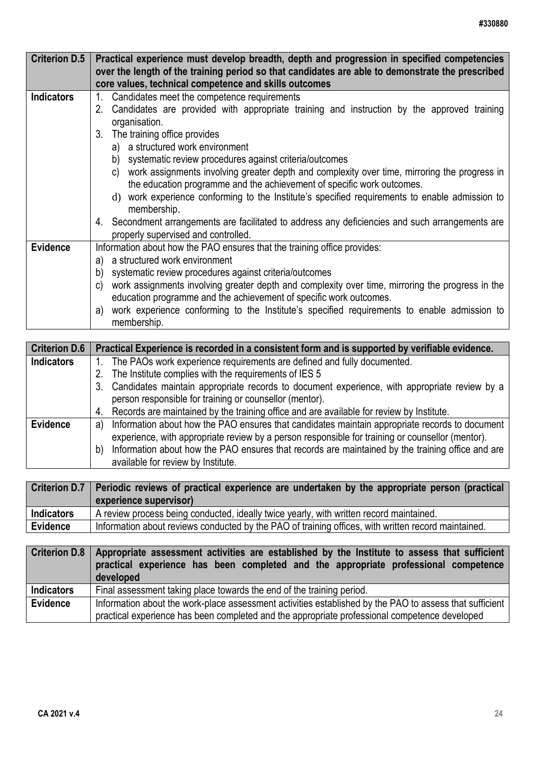| Criterion D.5 | Practical experience must develop breadth, depth and progression in specified competencies over the length of the training period so that candidates are able to demonstrate the prescribed core values, technical competence and skills outcomes |
|---|---|
| Indicators | 1. Candidates meet the competence requirements<br>2. Candidates are provided with appropriate training and instruction by the approved training organisation.<br>3. The training office provides<br>a) a structured work environment<br>b) systematic review procedures against criteria/outcomes<br>c) work assignments involving greater depth and complexity over time, mirroring the progress in the education programme and the achievement of specific work outcomes.<br>d) work experience conforming to the Institute's specified requirements to enable admission to membership.<br>4. Secondment arrangements are facilitated to address any deficiencies and such arrangements are properly supervised and controlled. |
| Evidence | Information about how the PAO ensures that the training office provides:<br>a) a structured work environment<br>b) systematic review procedures against criteria/outcomes<br>c) work assignments involving greater depth and complexity over time, mirroring the progress in the education programme and the achievement of specific work outcomes.<br>a) work experience conforming to the Institute's specified requirements to enable admission to membership. |

| Criterion D.6 | Practical Experience is recorded in a consistent form and is supported by verifiable evidence. |
|---|---|
| Indicators | 1. The PAOs work experience requirements are defined and fully documented.<br>2. The Institute complies with the requirements of IES 5<br>3. Candidates maintain appropriate records to document experience, with appropriate review by a person responsible for training or counsellor (mentor).<br>4. Records are maintained by the training office and are available for review by Institute. |
| Evidence | a) Information about how the PAO ensures that candidates maintain appropriate records to document experience, with appropriate review by a person responsible for training or counsellor (mentor).<br>b) Information about how the PAO ensures that records are maintained by the training office and are available for review by Institute. |

| Criterion D.7 | Periodic reviews of practical experience are undertaken by the appropriate person (practical experience supervisor) |
|---|---|
| Indicators | A review process being conducted, ideally twice yearly, with written record maintained. |
| Evidence | Information about reviews conducted by the PAO of training offices, with written record maintained. |

| Criterion D.8 | Appropriate assessment activities are established by the Institute to assess that sufficient practical experience has been completed and the appropriate professional competence developed |
|---|---|
| Indicators | Final assessment taking place towards the end of the training period. |
| Evidence | Information about the work-place assessment activities established by the PAO to assess that sufficient practical experience has been completed and the appropriate professional competence developed |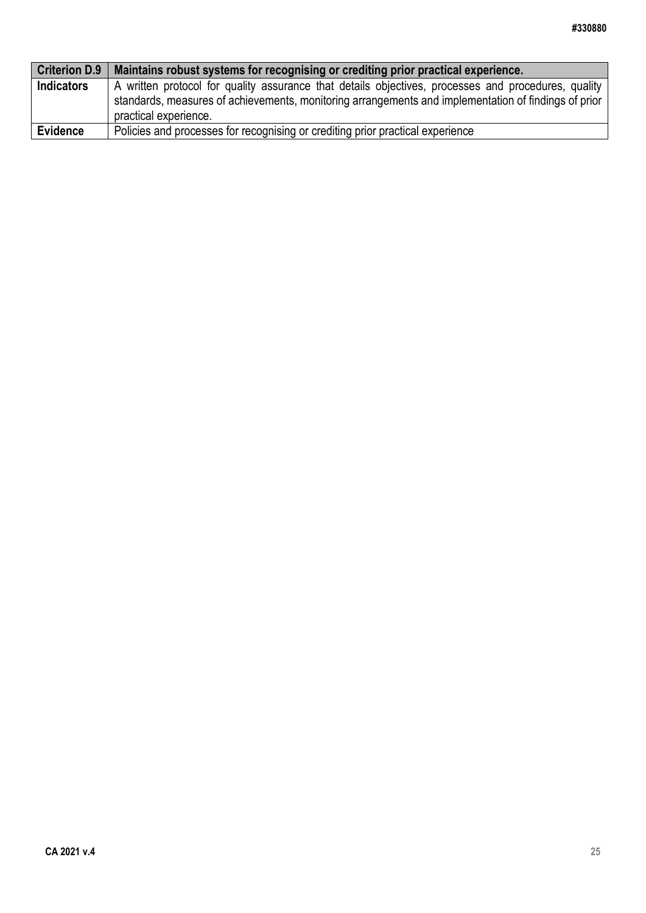| **Criterion D.9** | **Maintains robust systems for recognising or crediting prior practical experience.** |
|---|---|
| **Indicators** | A written protocol for quality assurance that details objectives, processes and procedures, quality standards, measures of achievements, monitoring arrangements and implementation of findings of prior practical experience. |
| **Evidence** | Policies and processes for recognising or crediting prior practical experience |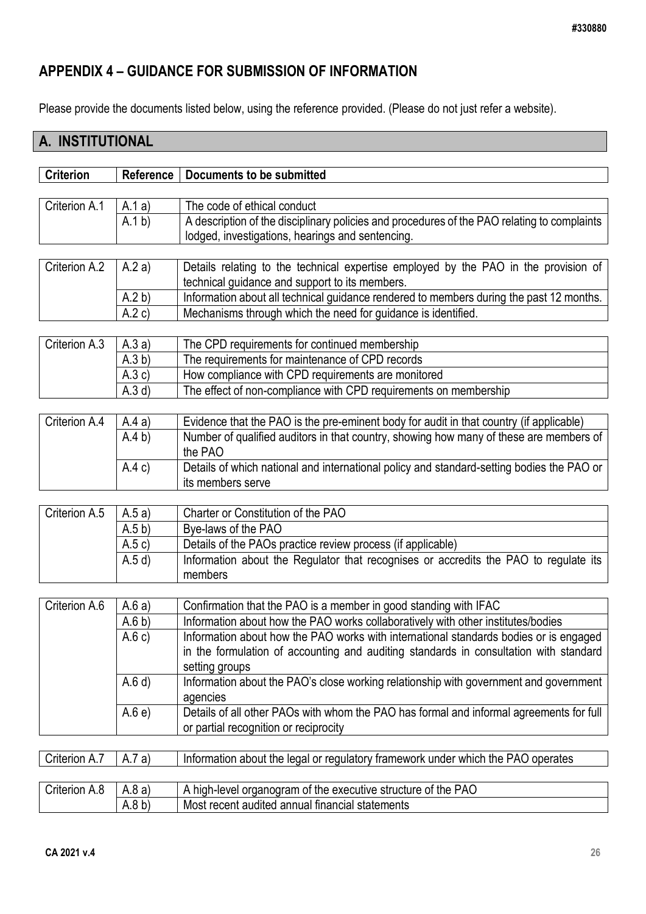## APPENDIX 4 – GUIDANCE FOR SUBMISSION OF INFORMATION

Please provide the documents listed below, using the reference provided. (Please do not just refer a website).

## A. INSTITUTIONAL

| Criterion | Reference | Documents to be submitted |
| --- | --- | --- |
| Criterion A.1 | A.1 a) | The code of ethical conduct |
| | A.1 b) | A description of the disciplinary policies and procedures of the PAO relating to complaints lodged, investigations, hearings and sentencing. |
| Criterion A.2 | A.2 a) | Details relating to the technical expertise employed by the PAO in the provision of technical guidance and support to its members. |
| | A.2 b) | Information about all technical guidance rendered to members during the past 12 months. |
| | A.2 c) | Mechanisms through which the need for guidance is identified. |
| Criterion A.3 | A.3 a) | The CPD requirements for continued membership |
| | A.3 b) | The requirements for maintenance of CPD records |
| | A.3 c) | How compliance with CPD requirements are monitored |
| | A.3 d) | The effect of non-compliance with CPD requirements on membership |
| Criterion A.4 | A.4 a) | Evidence that the PAO is the pre-eminent body for audit in that country (if applicable) |
| | A.4 b) | Number of qualified auditors in that country, showing how many of these are members of the PAO |
| | A.4 c) | Details of which national and international policy and standard-setting bodies the PAO or its members serve |
| Criterion A.5 | A.5 a) | Charter or Constitution of the PAO |
| | A.5 b) | Bye-laws of the PAO |
| | A.5 c) | Details of the PAOs practice review process (if applicable) |
| | A.5 d) | Information about the Regulator that recognises or accredits the PAO to regulate its members |
| Criterion A.6 | A.6 a) | Confirmation that the PAO is a member in good standing with IFAC |
| | A.6 b) | Information about how the PAO works collaboratively with other institutes/bodies |
| | A.6 c) | Information about how the PAO works with international standards bodies or is engaged in the formulation of accounting and auditing standards in consultation with standard setting groups |
| | A.6 d) | Information about the PAO's close working relationship with government and government agencies |
| | A.6 e) | Details of all other PAOs with whom the PAO has formal and informal agreements for full or partial recognition or reciprocity |
| Criterion A.7 | A.7 a) | Information about the legal or regulatory framework under which the PAO operates |
| Criterion A.8 | A.8 a) | A high-level organogram of the executive structure of the PAO |
| | A.8 b) | Most recent audited annual financial statements |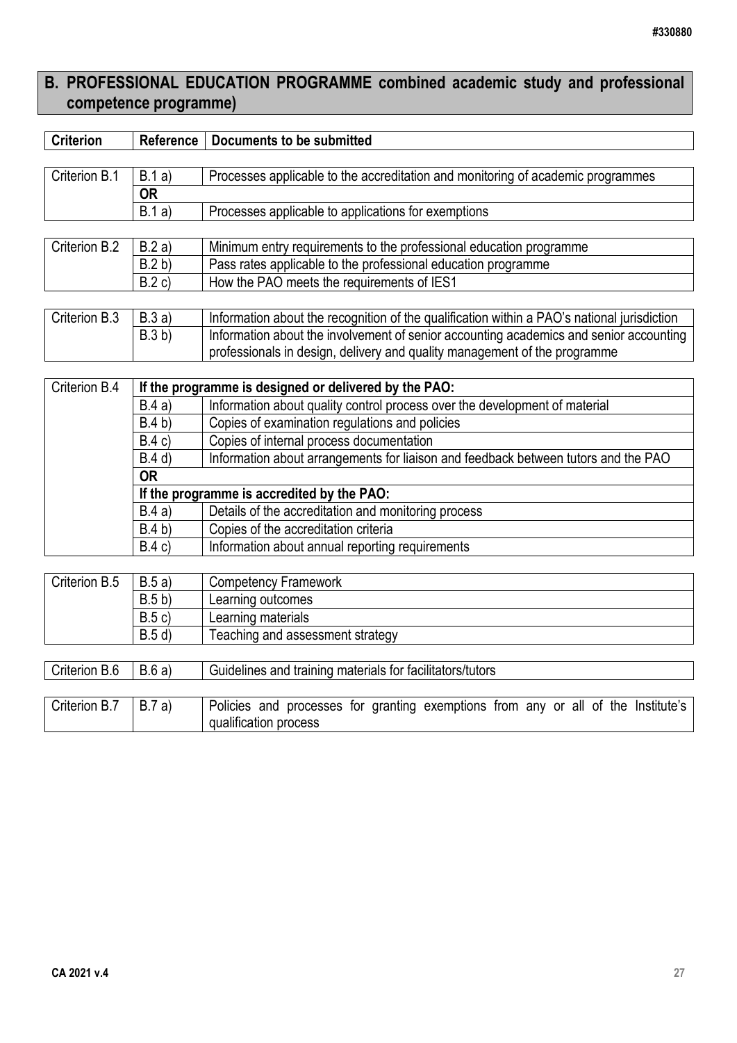## B. PROFESSIONAL EDUCATION PROGRAMME combined academic study and professional competence programme)

| Criterion | Reference | Documents to be submitted |
|---|---|---|
| Criterion B.1 | B.1 a) | Processes applicable to the accreditation and monitoring of academic programmes |
| | **OR** | |
| | B.1 a) | Processes applicable to applications for exemptions |
| Criterion B.2 | B.2 a) | Minimum entry requirements to the professional education programme |
| | B.2 b) | Pass rates applicable to the professional education programme |
| | B.2 c) | How the PAO meets the requirements of IES1 |
| Criterion B.3 | B.3 a) | Information about the recognition of the qualification within a PAO's national jurisdiction |
| | B.3 b) | Information about the involvement of senior accounting academics and senior accounting professionals in design, delivery and quality management of the programme |
| Criterion B.4 | **If the programme is designed or delivered by the PAO:** | |
| | B.4 a) | Information about quality control process over the development of material |
| | B.4 b) | Copies of examination regulations and policies |
| | B.4 c) | Copies of internal process documentation |
| | B.4 d) | Information about arrangements for liaison and feedback between tutors and the PAO |
| | **OR** | |
| | **If the programme is accredited by the PAO:** | |
| | B.4 a) | Details of the accreditation and monitoring process |
| | B.4 b) | Copies of the accreditation criteria |
| | B.4 c) | Information about annual reporting requirements |
| Criterion B.5 | B.5 a) | Competency Framework |
| | B.5 b) | Learning outcomes |
| | B.5 c) | Learning materials |
| | B.5 d) | Teaching and assessment strategy |
| Criterion B.6 | B.6 a) | Guidelines and training materials for facilitators/tutors |
| Criterion B.7 | B.7 a) | Policies and processes for granting exemptions from any or all of the Institute's qualification process |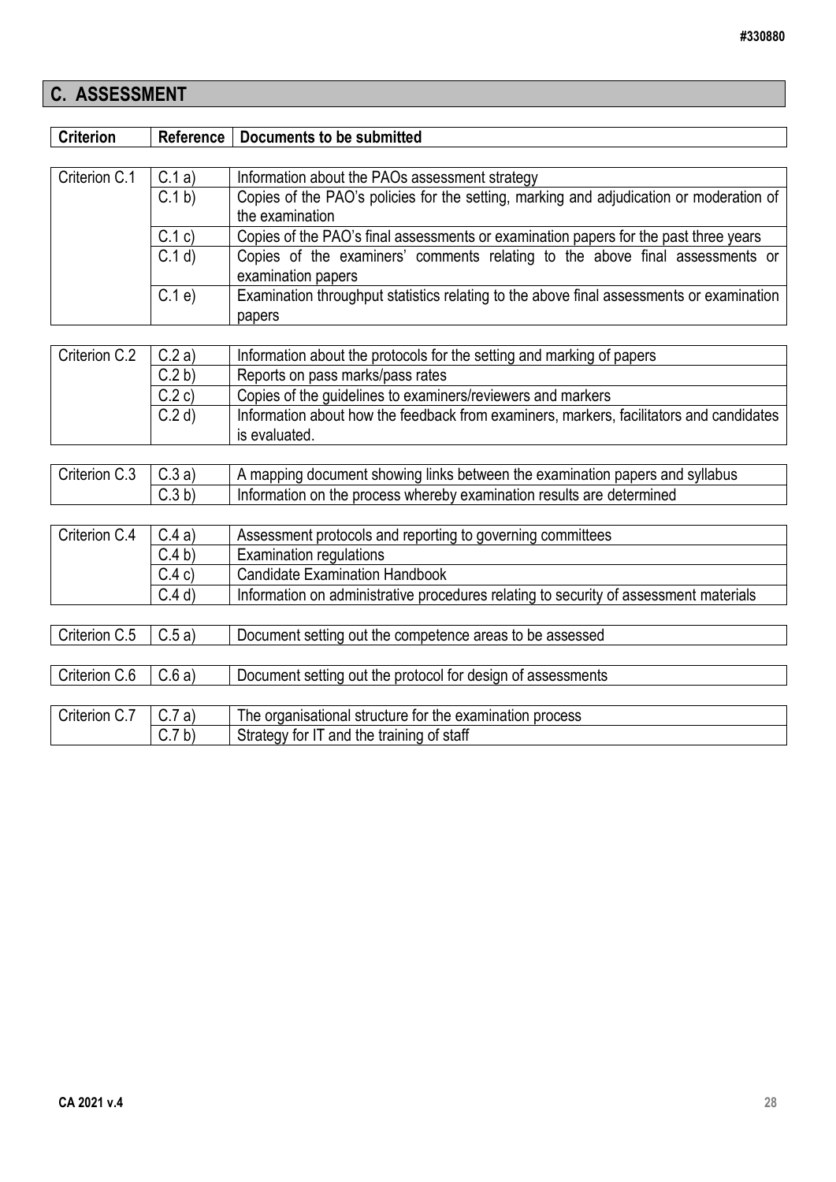## C. ASSESSMENT

| Criterion | Reference | Documents to be submitted |
|---|---|---|
| Criterion C.1 | C.1 a) | Information about the PAOs assessment strategy |
| | C.1 b) | Copies of the PAO's policies for the setting, marking and adjudication or moderation of the examination |
| | C.1 c) | Copies of the PAO's final assessments or examination papers for the past three years |
| | C.1 d) | Copies of the examiners' comments relating to the above final assessments or examination papers |
| | C.1 e) | Examination throughput statistics relating to the above final assessments or examination papers |
| Criterion C.2 | C.2 a) | Information about the protocols for the setting and marking of papers |
| | C.2 b) | Reports on pass marks/pass rates |
| | C.2 c) | Copies of the guidelines to examiners/reviewers and markers |
| | C.2 d) | Information about how the feedback from examiners, markers, facilitators and candidates is evaluated. |
| Criterion C.3 | C.3 a) | A mapping document showing links between the examination papers and syllabus |
| | C.3 b) | Information on the process whereby examination results are determined |
| Criterion C.4 | C.4 a) | Assessment protocols and reporting to governing committees |
| | C.4 b) | Examination regulations |
| | C.4 c) | Candidate Examination Handbook |
| | C.4 d) | Information on administrative procedures relating to security of assessment materials |
| Criterion C.5 | C.5 a) | Document setting out the competence areas to be assessed |
| Criterion C.6 | C.6 a) | Document setting out the protocol for design of assessments |
| Criterion C.7 | C.7 a) | The organisational structure for the examination process |
| | C.7 b) | Strategy for IT and the training of staff |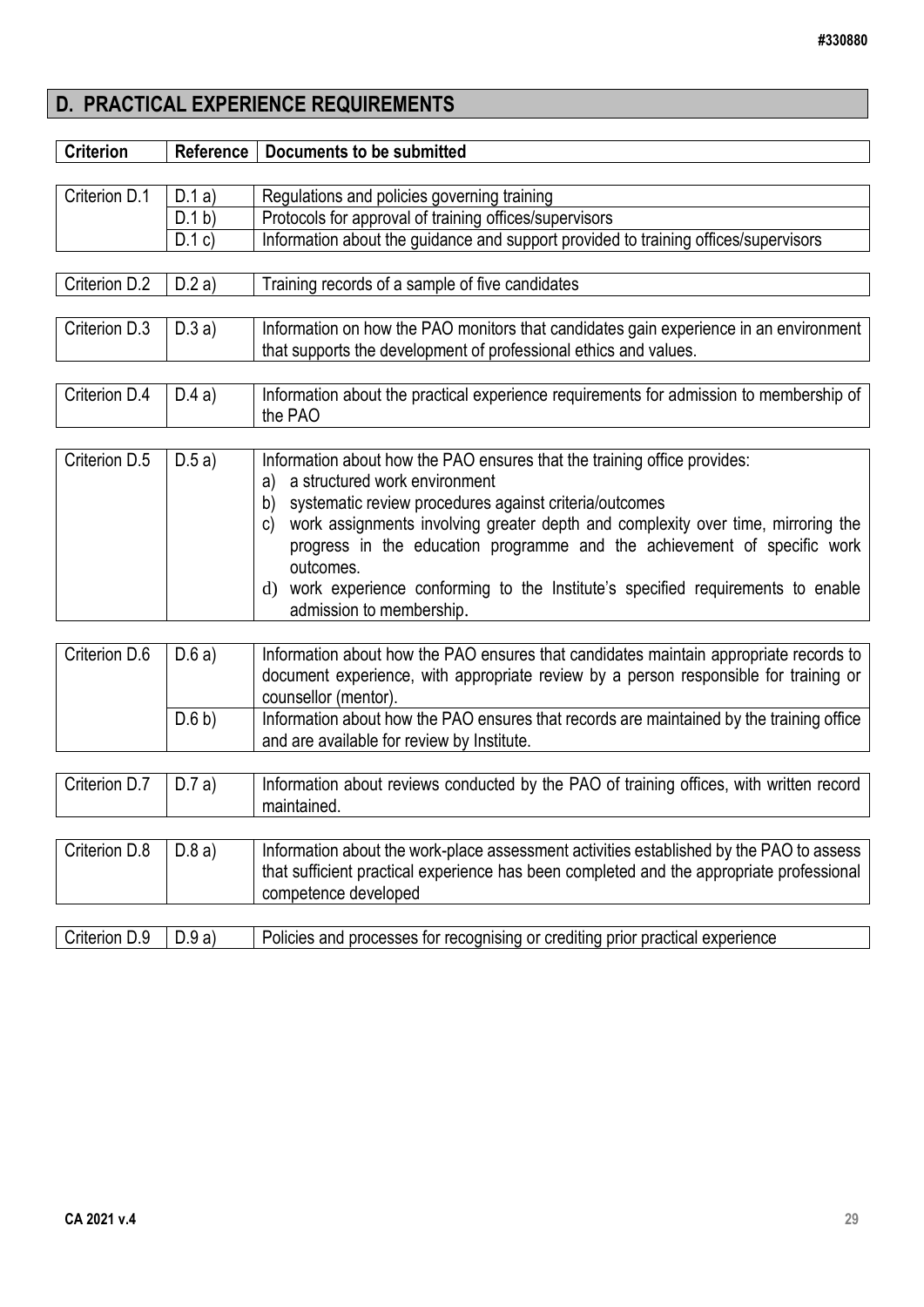## D. PRACTICAL EXPERIENCE REQUIREMENTS

| Criterion | Reference | Documents to be submitted |
|---|---|---|
| Criterion D.1 | D.1 a) | Regulations and policies governing training |
| | D.1 b) | Protocols for approval of training offices/supervisors |
| | D.1 c) | Information about the guidance and support provided to training offices/supervisors |
| Criterion D.2 | D.2 a) | Training records of a sample of five candidates |
| Criterion D.3 | D.3 a) | Information on how the PAO monitors that candidates gain experience in an environment that supports the development of professional ethics and values. |
| Criterion D.4 | D.4 a) | Information about the practical experience requirements for admission to membership of the PAO |
| Criterion D.5 | D.5 a) | Information about how the PAO ensures that the training office provides:<br>a) a structured work environment<br>b) systematic review procedures against criteria/outcomes<br>c) work assignments involving greater depth and complexity over time, mirroring the progress in the education programme and the achievement of specific work outcomes.<br>d) work experience conforming to the Institute's specified requirements to enable admission to membership. |
| Criterion D.6 | D.6 a) | Information about how the PAO ensures that candidates maintain appropriate records to document experience, with appropriate review by a person responsible for training or counsellor (mentor). |
| | D.6 b) | Information about how the PAO ensures that records are maintained by the training office and are available for review by Institute. |
| Criterion D.7 | D.7 a) | Information about reviews conducted by the PAO of training offices, with written record maintained. |
| Criterion D.8 | D.8 a) | Information about the work-place assessment activities established by the PAO to assess that sufficient practical experience has been completed and the appropriate professional competence developed |
| Criterion D.9 | D.9 a) | Policies and processes for recognising or crediting prior practical experience |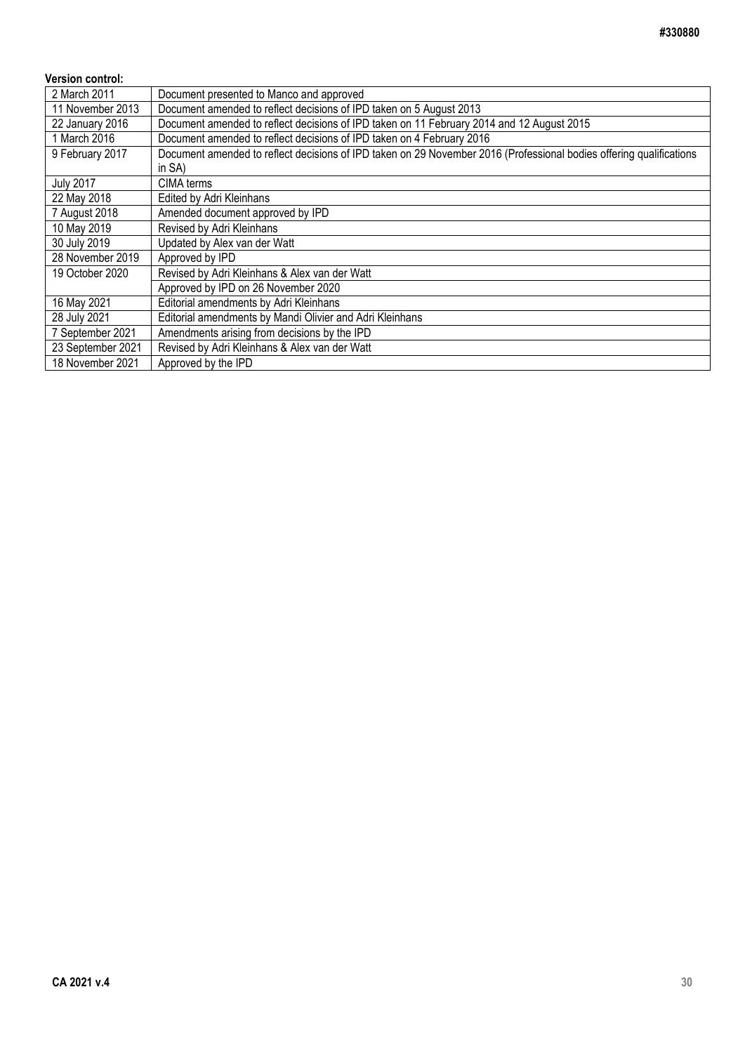**Version control:**

| | |
|---|---|
| 2 March 2011 | Document presented to Manco and approved |
| 11 November 2013 | Document amended to reflect decisions of IPD taken on 5 August 2013 |
| 22 January 2016 | Document amended to reflect decisions of IPD taken on 11 February 2014 and 12 August 2015 |
| 1 March 2016 | Document amended to reflect decisions of IPD taken on 4 February 2016 |
| 9 February 2017 | Document amended to reflect decisions of IPD taken on 29 November 2016 (Professional bodies offering qualifications in SA) |
| July 2017 | CIMA terms |
| 22 May 2018 | Edited by Adri Kleinhans |
| 7 August 2018 | Amended document approved by IPD |
| 10 May 2019 | Revised by Adri Kleinhans |
| 30 July 2019 | Updated by Alex van der Watt |
| 28 November 2019 | Approved by IPD |
| 19 October 2020 | Revised by Adri Kleinhans & Alex van der Watt |
| | Approved by IPD on 26 November 2020 |
| 16 May 2021 | Editorial amendments by Adri Kleinhans |
| 28 July 2021 | Editorial amendments by Mandi Olivier and Adri Kleinhans |
| 7 September 2021 | Amendments arising from decisions by the IPD |
| 23 September 2021 | Revised by Adri Kleinhans & Alex van der Watt |
| 18 November 2021 | Approved by the IPD |